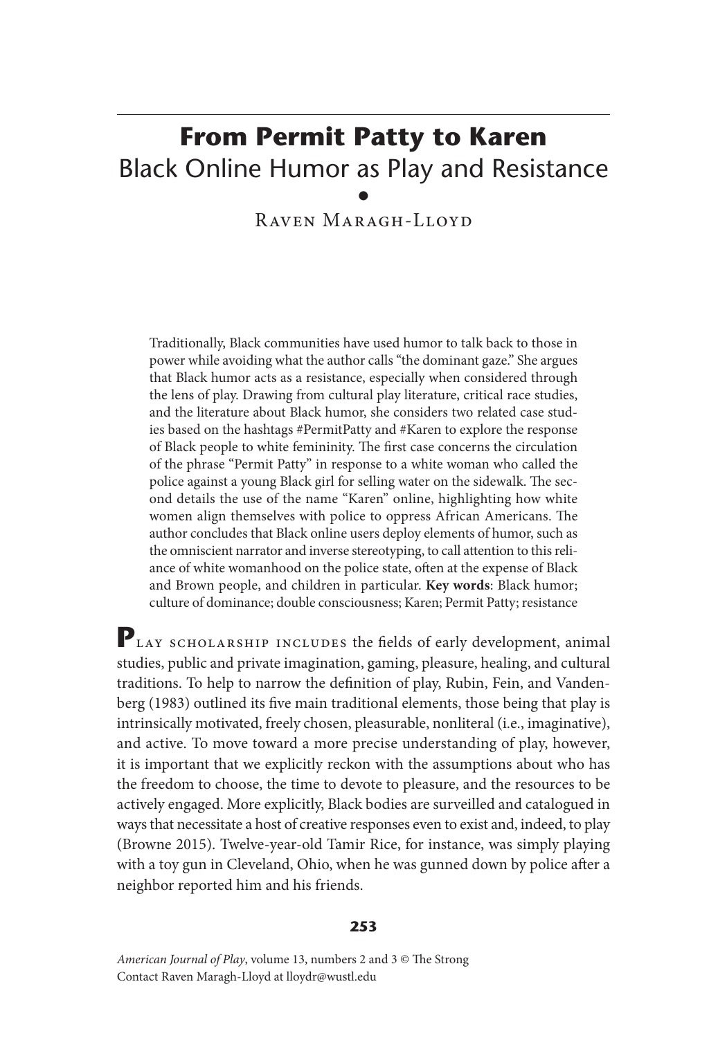# From Permit Patty to Karen

## Black Online Humor as Play and Resistance

Raven Maragh-Lloyd

Traditionally, Black communities have used humor to talk back to those in power while avoiding what the author calls "the dominant gaze." She argues that Black humor acts as a resistance, especially when considered through the lens of play. Drawing from cultural play literature, critical race studies, and the literature about Black humor, she considers two related case studies based on the hashtags #PermitPatty and #Karen to explore the response of Black people to white femininity. The first case concerns the circulation of the phrase "Permit Patty" in response to a white woman who called the police against a young Black girl for selling water on the sidewalk. The second details the use of the name "Karen" online, highlighting how white women align themselves with police to oppress African Americans. The author concludes that Black online users deploy elements of humor, such as the omniscient narrator and inverse stereotyping, to call attention to this reliance of white womanhood on the police state, often at the expense of Black and Brown people, and children in particular. **Key words**: Black humor; culture of dominance; double consciousness; Karen; Permit Patty; resistance

**P**LAY SCHOLARSHIP INCLUDES the fields of early development, animal studies, public and private imagination, gaming, pleasure, healing, and cultural traditions. To help to narrow the definition of play, Rubin, Fein, and Vandenberg (1983) outlined its five main traditional elements, those being that play is intrinsically motivated, freely chosen, pleasurable, nonliteral (i.e., imaginative), and active. To move toward a more precise understanding of play, however, it is important that we explicitly reckon with the assumptions about who has the freedom to choose, the time to devote to pleasure, and the resources to be actively engaged. More explicitly, Black bodies are surveilled and catalogued in ways that necessitate a host of creative responses even to exist and, indeed, to play (Browne 2015). Twelve-year-old Tamir Rice, for instance, was simply playing with a toy gun in Cleveland, Ohio, when he was gunned down by police after a neighbor reported him and his friends.

*American Journal of Play*, volume 13, numbers 2 and 3 © The Strong
Contact Raven Maragh-Lloyd at lloydr@wustl.edu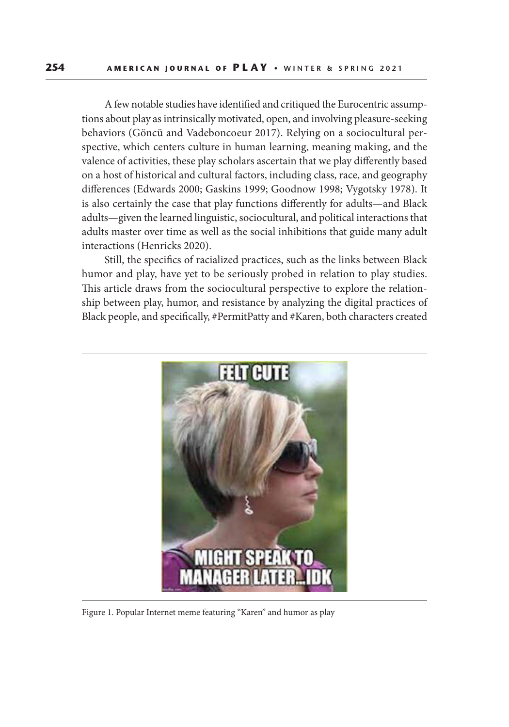A few notable studies have identified and critiqued the Eurocentric assumptions about play as intrinsically motivated, open, and involving pleasure-seeking behaviors (Göncü and Vadeboncoeur 2017). Relying on a sociocultural perspective, which centers culture in human learning, meaning making, and the valence of activities, these play scholars ascertain that we play differently based on a host of historical and cultural factors, including class, race, and geography differences (Edwards 2000; Gaskins 1999; Goodnow 1998; Vygotsky 1978). It is also certainly the case that play functions differently for adults—and Black adults—given the learned linguistic, sociocultural, and political interactions that adults master over time as well as the social inhibitions that guide many adult interactions (Henricks 2020).

Still, the specifics of racialized practices, such as the links between Black humor and play, have yet to be seriously probed in relation to play studies. This article draws from the sociocultural perspective to explore the relationship between play, humor, and resistance by analyzing the digital practices of Black people, and specifically, #PermitPatty and #Karen, both characters created

Figure 1. Popular Internet meme featuring "Karen" and humor as play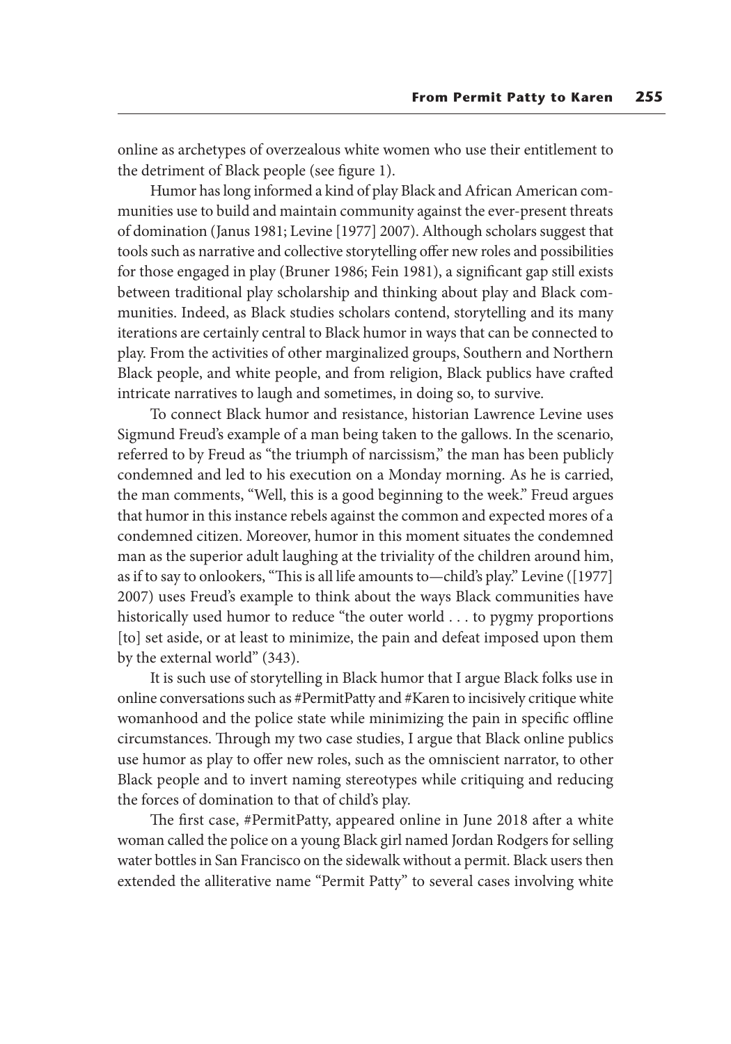online as archetypes of overzealous white women who use their entitlement to the detriment of Black people (see figure 1).

Humor has long informed a kind of play Black and African American communities use to build and maintain community against the ever-present threats of domination (Janus 1981; Levine [1977] 2007). Although scholars suggest that tools such as narrative and collective storytelling offer new roles and possibilities for those engaged in play (Bruner 1986; Fein 1981), a significant gap still exists between traditional play scholarship and thinking about play and Black communities. Indeed, as Black studies scholars contend, storytelling and its many iterations are certainly central to Black humor in ways that can be connected to play. From the activities of other marginalized groups, Southern and Northern Black people, and white people, and from religion, Black publics have crafted intricate narratives to laugh and sometimes, in doing so, to survive.

To connect Black humor and resistance, historian Lawrence Levine uses Sigmund Freud's example of a man being taken to the gallows. In the scenario, referred to by Freud as "the triumph of narcissism," the man has been publicly condemned and led to his execution on a Monday morning. As he is carried, the man comments, "Well, this is a good beginning to the week." Freud argues that humor in this instance rebels against the common and expected mores of a condemned citizen. Moreover, humor in this moment situates the condemned man as the superior adult laughing at the triviality of the children around him, as if to say to onlookers, "This is all life amounts to—child's play." Levine ([1977] 2007) uses Freud's example to think about the ways Black communities have historically used humor to reduce "the outer world . . . to pygmy proportions [to] set aside, or at least to minimize, the pain and defeat imposed upon them by the external world" (343).

It is such use of storytelling in Black humor that I argue Black folks use in online conversations such as #PermitPatty and #Karen to incisively critique white womanhood and the police state while minimizing the pain in specific offline circumstances. Through my two case studies, I argue that Black online publics use humor as play to offer new roles, such as the omniscient narrator, to other Black people and to invert naming stereotypes while critiquing and reducing the forces of domination to that of child's play.

The first case, #PermitPatty, appeared online in June 2018 after a white woman called the police on a young Black girl named Jordan Rodgers for selling water bottles in San Francisco on the sidewalk without a permit. Black users then extended the alliterative name "Permit Patty" to several cases involving white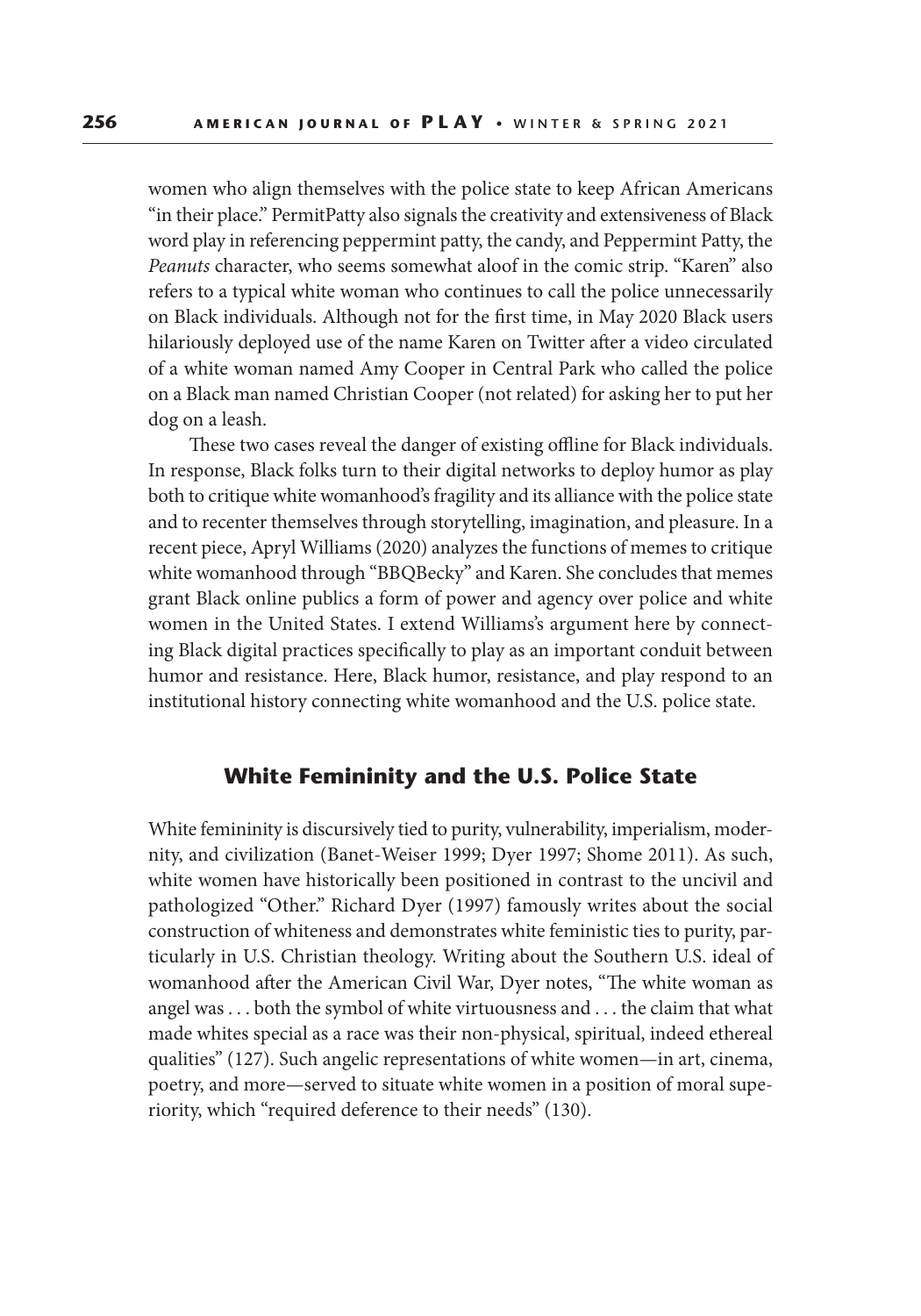women who align themselves with the police state to keep African Americans "in their place." PermitPatty also signals the creativity and extensiveness of Black word play in referencing peppermint patty, the candy, and Peppermint Patty, the *Peanuts* character, who seems somewhat aloof in the comic strip. "Karen" also refers to a typical white woman who continues to call the police unnecessarily on Black individuals. Although not for the first time, in May 2020 Black users hilariously deployed use of the name Karen on Twitter after a video circulated of a white woman named Amy Cooper in Central Park who called the police on a Black man named Christian Cooper (not related) for asking her to put her dog on a leash.

These two cases reveal the danger of existing offline for Black individuals. In response, Black folks turn to their digital networks to deploy humor as play both to critique white womanhood's fragility and its alliance with the police state and to recenter themselves through storytelling, imagination, and pleasure. In a recent piece, Apryl Williams (2020) analyzes the functions of memes to critique white womanhood through "BBQBecky" and Karen. She concludes that memes grant Black online publics a form of power and agency over police and white women in the United States. I extend Williams's argument here by connecting Black digital practices specifically to play as an important conduit between humor and resistance. Here, Black humor, resistance, and play respond to an institutional history connecting white womanhood and the U.S. police state.

## White Femininity and the U.S. Police State

White femininity is discursively tied to purity, vulnerability, imperialism, modernity, and civilization (Banet-Weiser 1999; Dyer 1997; Shome 2011). As such, white women have historically been positioned in contrast to the uncivil and pathologized "Other." Richard Dyer (1997) famously writes about the social construction of whiteness and demonstrates white feministic ties to purity, particularly in U.S. Christian theology. Writing about the Southern U.S. ideal of womanhood after the American Civil War, Dyer notes, "The white woman as angel was . . . both the symbol of white virtuousness and . . . the claim that what made whites special as a race was their non-physical, spiritual, indeed ethereal qualities" (127). Such angelic representations of white women—in art, cinema, poetry, and more—served to situate white women in a position of moral superiority, which "required deference to their needs" (130).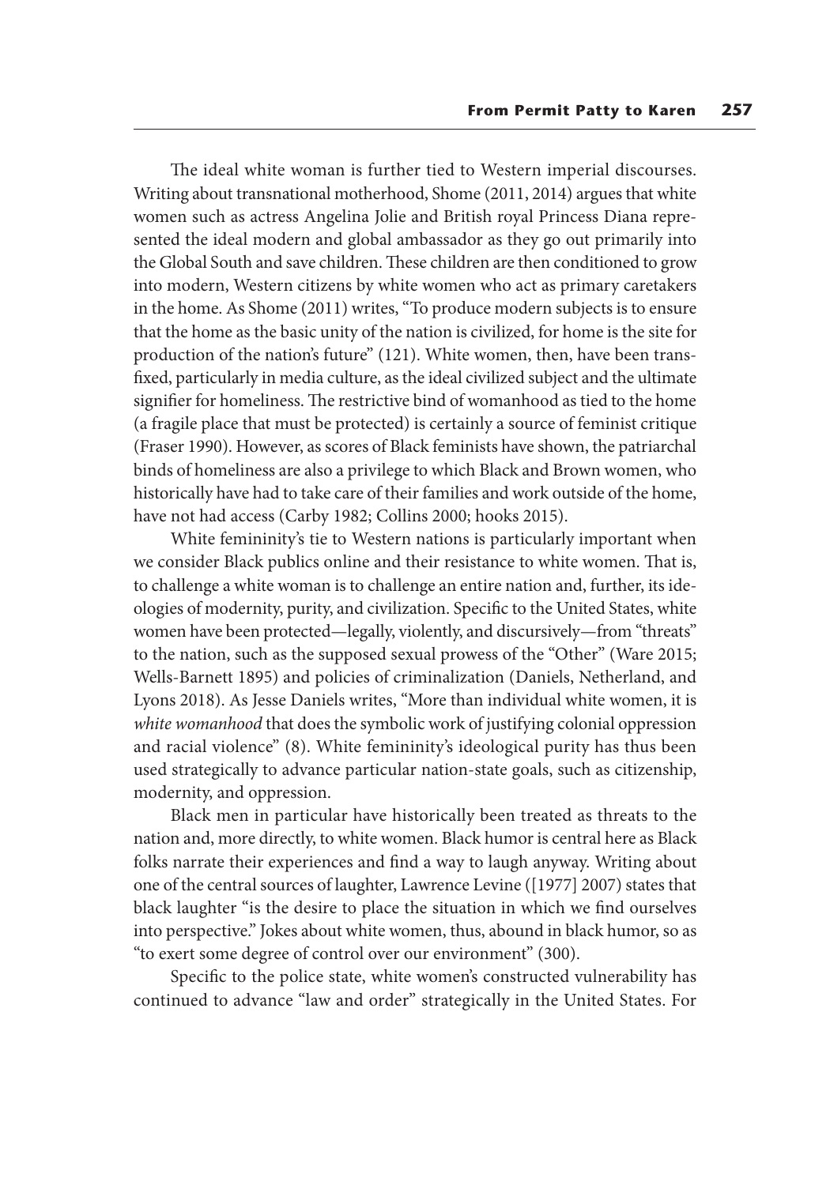The ideal white woman is further tied to Western imperial discourses. Writing about transnational motherhood, Shome (2011, 2014) argues that white women such as actress Angelina Jolie and British royal Princess Diana represented the ideal modern and global ambassador as they go out primarily into the Global South and save children. These children are then conditioned to grow into modern, Western citizens by white women who act as primary caretakers in the home. As Shome (2011) writes, "To produce modern subjects is to ensure that the home as the basic unity of the nation is civilized, for home is the site for production of the nation's future" (121). White women, then, have been transfixed, particularly in media culture, as the ideal civilized subject and the ultimate signifier for homeliness. The restrictive bind of womanhood as tied to the home (a fragile place that must be protected) is certainly a source of feminist critique (Fraser 1990). However, as scores of Black feminists have shown, the patriarchal binds of homeliness are also a privilege to which Black and Brown women, who historically have had to take care of their families and work outside of the home, have not had access (Carby 1982; Collins 2000; hooks 2015).

White femininity's tie to Western nations is particularly important when we consider Black publics online and their resistance to white women. That is, to challenge a white woman is to challenge an entire nation and, further, its ideologies of modernity, purity, and civilization. Specific to the United States, white women have been protected—legally, violently, and discursively—from "threats" to the nation, such as the supposed sexual prowess of the "Other" (Ware 2015; Wells-Barnett 1895) and policies of criminalization (Daniels, Netherland, and Lyons 2018). As Jesse Daniels writes, "More than individual white women, it is *white womanhood* that does the symbolic work of justifying colonial oppression and racial violence" (8). White femininity's ideological purity has thus been used strategically to advance particular nation-state goals, such as citizenship, modernity, and oppression.

Black men in particular have historically been treated as threats to the nation and, more directly, to white women. Black humor is central here as Black folks narrate their experiences and find a way to laugh anyway. Writing about one of the central sources of laughter, Lawrence Levine ([1977] 2007) states that black laughter "is the desire to place the situation in which we find ourselves into perspective." Jokes about white women, thus, abound in black humor, so as "to exert some degree of control over our environment" (300).

Specific to the police state, white women's constructed vulnerability has continued to advance "law and order" strategically in the United States. For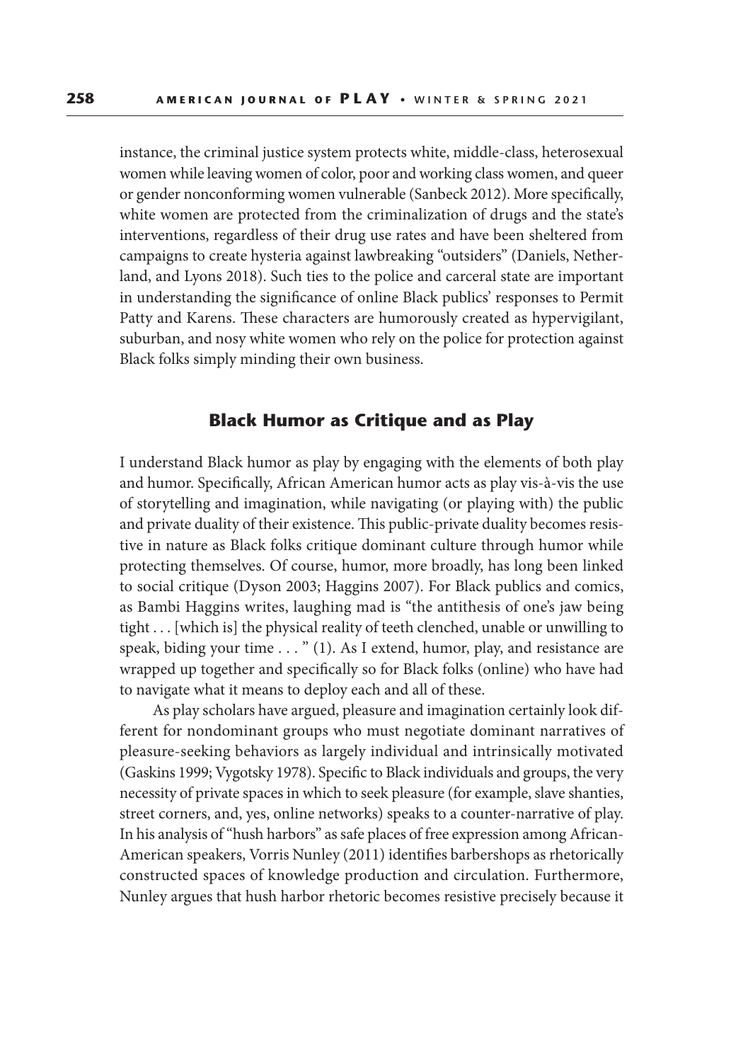instance, the criminal justice system protects white, middle-class, heterosexual women while leaving women of color, poor and working class women, and queer or gender nonconforming women vulnerable (Sanbeck 2012). More specifically, white women are protected from the criminalization of drugs and the state's interventions, regardless of their drug use rates and have been sheltered from campaigns to create hysteria against lawbreaking "outsiders" (Daniels, Netherland, and Lyons 2018). Such ties to the police and carceral state are important in understanding the significance of online Black publics' responses to Permit Patty and Karens. These characters are humorously created as hypervigilant, suburban, and nosy white women who rely on the police for protection against Black folks simply minding their own business.

## Black Humor as Critique and as Play

I understand Black humor as play by engaging with the elements of both play and humor. Specifically, African American humor acts as play vis-à-vis the use of storytelling and imagination, while navigating (or playing with) the public and private duality of their existence. This public-private duality becomes resistive in nature as Black folks critique dominant culture through humor while protecting themselves. Of course, humor, more broadly, has long been linked to social critique (Dyson 2003; Haggins 2007). For Black publics and comics, as Bambi Haggins writes, laughing mad is "the antithesis of one's jaw being tight . . . [which is] the physical reality of teeth clenched, unable or unwilling to speak, biding your time . . . " (1). As I extend, humor, play, and resistance are wrapped up together and specifically so for Black folks (online) who have had to navigate what it means to deploy each and all of these.

As play scholars have argued, pleasure and imagination certainly look different for nondominant groups who must negotiate dominant narratives of pleasure-seeking behaviors as largely individual and intrinsically motivated (Gaskins 1999; Vygotsky 1978). Specific to Black individuals and groups, the very necessity of private spaces in which to seek pleasure (for example, slave shanties, street corners, and, yes, online networks) speaks to a counter-narrative of play. In his analysis of "hush harbors" as safe places of free expression among African-American speakers, Vorris Nunley (2011) identifies barbershops as rhetorically constructed spaces of knowledge production and circulation. Furthermore, Nunley argues that hush harbor rhetoric becomes resistive precisely because it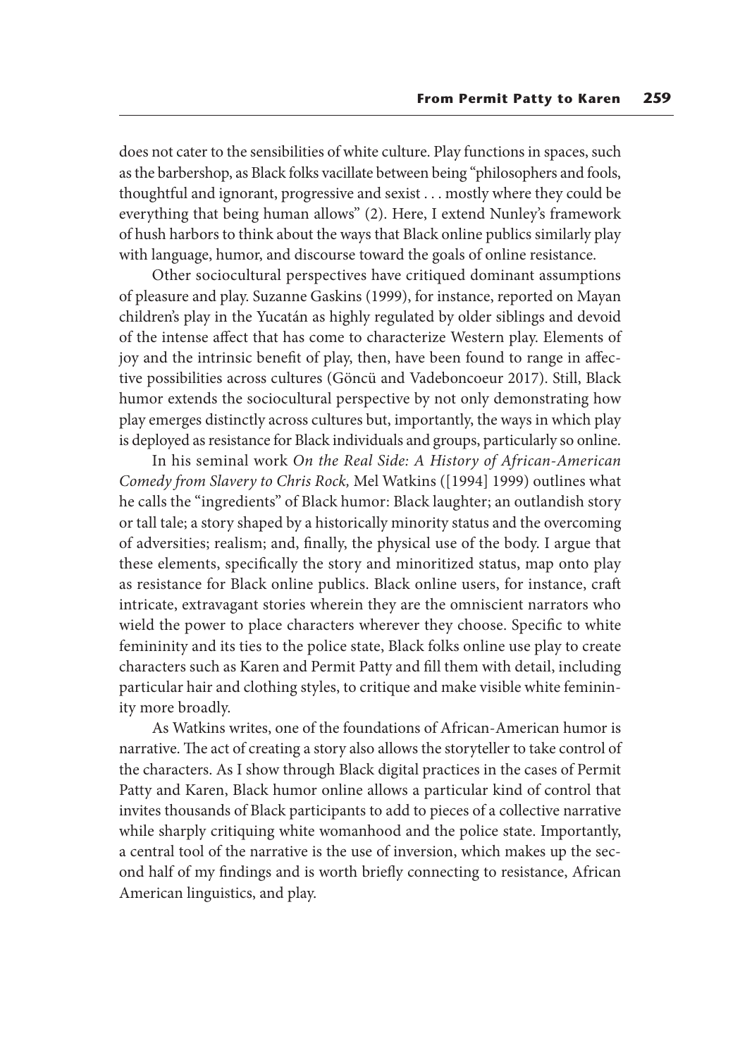does not cater to the sensibilities of white culture. Play functions in spaces, such as the barbershop, as Black folks vacillate between being "philosophers and fools, thoughtful and ignorant, progressive and sexist . . . mostly where they could be everything that being human allows" (2). Here, I extend Nunley's framework of hush harbors to think about the ways that Black online publics similarly play with language, humor, and discourse toward the goals of online resistance.

Other sociocultural perspectives have critiqued dominant assumptions of pleasure and play. Suzanne Gaskins (1999), for instance, reported on Mayan children's play in the Yucatán as highly regulated by older siblings and devoid of the intense affect that has come to characterize Western play. Elements of joy and the intrinsic benefit of play, then, have been found to range in affective possibilities across cultures (Göncü and Vadeboncoeur 2017). Still, Black humor extends the sociocultural perspective by not only demonstrating how play emerges distinctly across cultures but, importantly, the ways in which play is deployed as resistance for Black individuals and groups, particularly so online.

In his seminal work *On the Real Side: A History of African-American Comedy from Slavery to Chris Rock,* Mel Watkins ([1994] 1999) outlines what he calls the "ingredients" of Black humor: Black laughter; an outlandish story or tall tale; a story shaped by a historically minority status and the overcoming of adversities; realism; and, finally, the physical use of the body. I argue that these elements, specifically the story and minoritized status, map onto play as resistance for Black online publics. Black online users, for instance, craft intricate, extravagant stories wherein they are the omniscient narrators who wield the power to place characters wherever they choose. Specific to white femininity and its ties to the police state, Black folks online use play to create characters such as Karen and Permit Patty and fill them with detail, including particular hair and clothing styles, to critique and make visible white femininity more broadly.

As Watkins writes, one of the foundations of African-American humor is narrative. The act of creating a story also allows the storyteller to take control of the characters. As I show through Black digital practices in the cases of Permit Patty and Karen, Black humor online allows a particular kind of control that invites thousands of Black participants to add to pieces of a collective narrative while sharply critiquing white womanhood and the police state. Importantly, a central tool of the narrative is the use of inversion, which makes up the second half of my findings and is worth briefly connecting to resistance, African American linguistics, and play.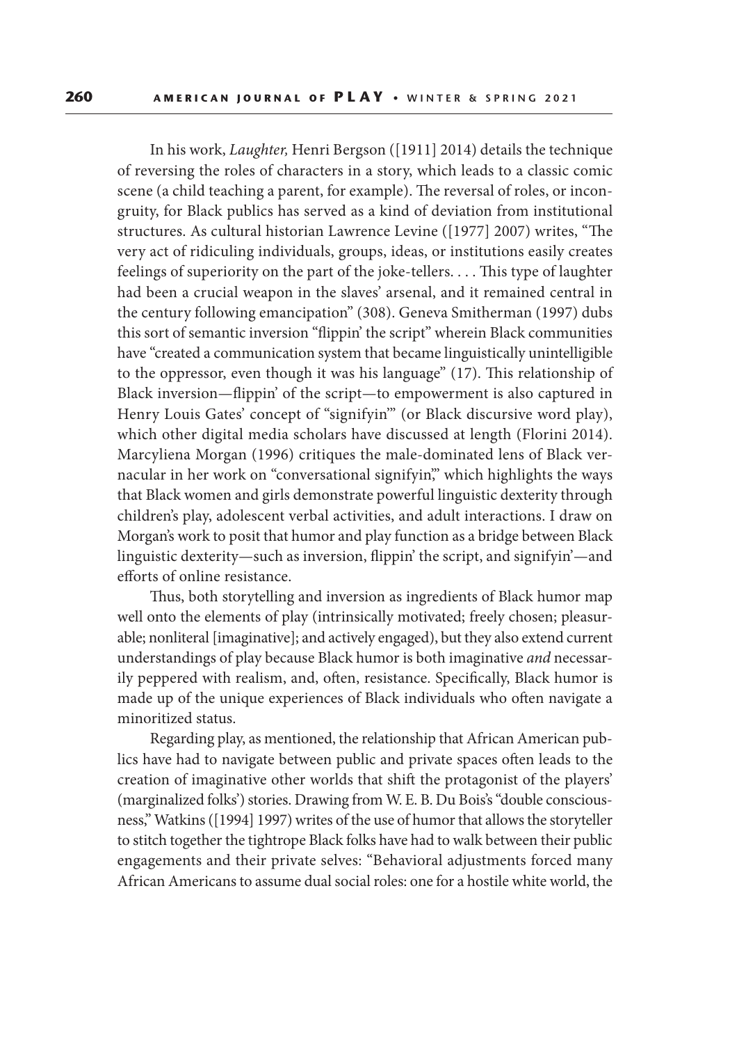In his work, *Laughter,* Henri Bergson ([1911] 2014) details the technique of reversing the roles of characters in a story, which leads to a classic comic scene (a child teaching a parent, for example). The reversal of roles, or incongruity, for Black publics has served as a kind of deviation from institutional structures. As cultural historian Lawrence Levine ([1977] 2007) writes, "The very act of ridiculing individuals, groups, ideas, or institutions easily creates feelings of superiority on the part of the joke-tellers. . . . This type of laughter had been a crucial weapon in the slaves' arsenal, and it remained central in the century following emancipation" (308). Geneva Smitherman (1997) dubs this sort of semantic inversion "flippin' the script" wherein Black communities have "created a communication system that became linguistically unintelligible to the oppressor, even though it was his language" (17). This relationship of Black inversion—flippin' of the script—to empowerment is also captured in Henry Louis Gates' concept of "signifyin'" (or Black discursive word play), which other digital media scholars have discussed at length (Florini 2014). Marcyliena Morgan (1996) critiques the male-dominated lens of Black vernacular in her work on "conversational signifyin'," which highlights the ways that Black women and girls demonstrate powerful linguistic dexterity through children's play, adolescent verbal activities, and adult interactions. I draw on Morgan's work to posit that humor and play function as a bridge between Black linguistic dexterity—such as inversion, flippin' the script, and signifyin'—and efforts of online resistance.

Thus, both storytelling and inversion as ingredients of Black humor map well onto the elements of play (intrinsically motivated; freely chosen; pleasurable; nonliteral [imaginative]; and actively engaged), but they also extend current understandings of play because Black humor is both imaginative *and* necessarily peppered with realism, and, often, resistance. Specifically, Black humor is made up of the unique experiences of Black individuals who often navigate a minoritized status.

Regarding play, as mentioned, the relationship that African American publics have had to navigate between public and private spaces often leads to the creation of imaginative other worlds that shift the protagonist of the players' (marginalized folks') stories. Drawing from W. E. B. Du Bois's "double consciousness," Watkins ([1994] 1997) writes of the use of humor that allows the storyteller to stitch together the tightrope Black folks have had to walk between their public engagements and their private selves: "Behavioral adjustments forced many African Americans to assume dual social roles: one for a hostile white world, the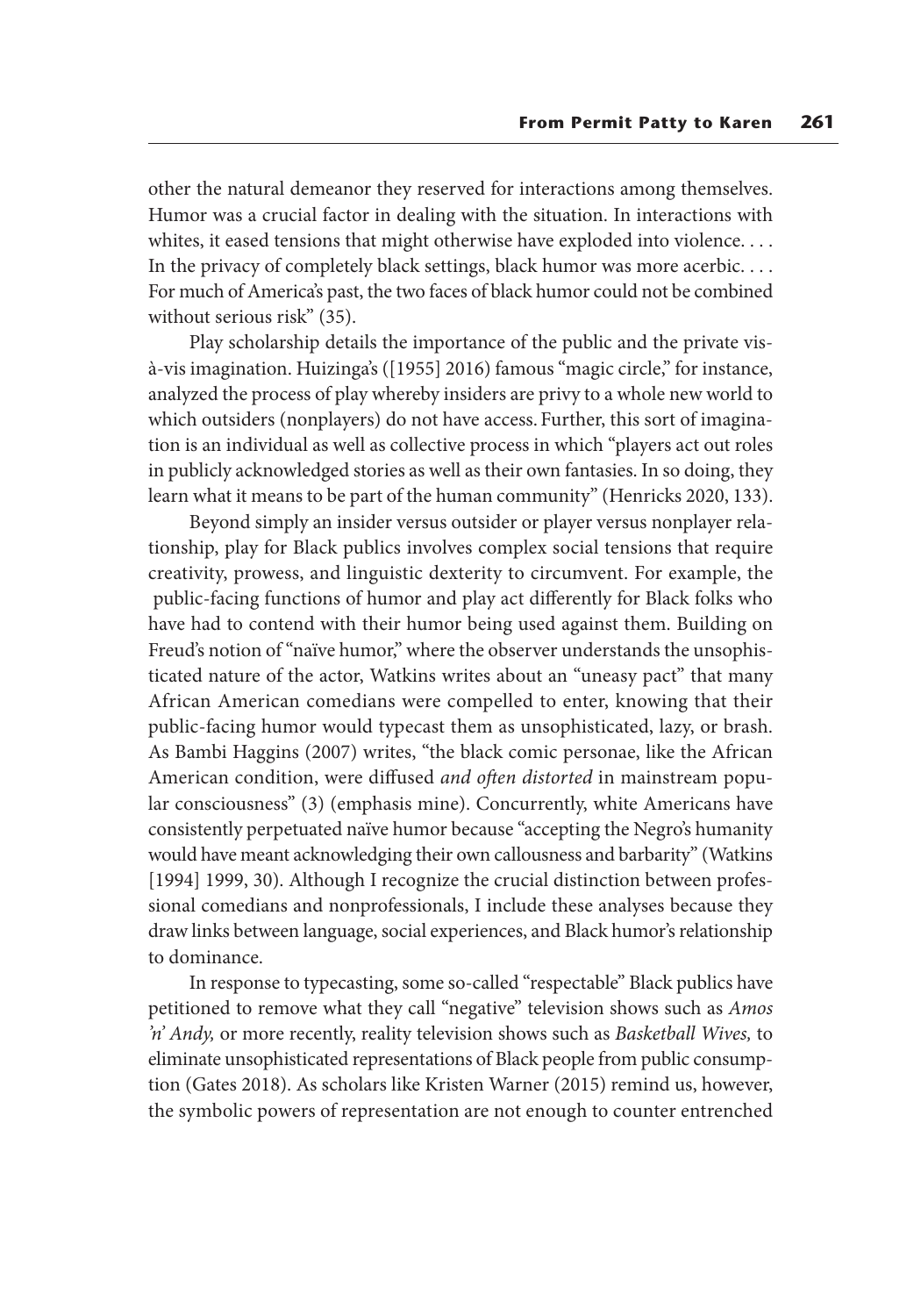other the natural demeanor they reserved for interactions among themselves. Humor was a crucial factor in dealing with the situation. In interactions with whites, it eased tensions that might otherwise have exploded into violence. . . . In the privacy of completely black settings, black humor was more acerbic. . . . For much of America's past, the two faces of black humor could not be combined without serious risk" (35).

Play scholarship details the importance of the public and the private vis-à-vis imagination. Huizinga's ([1955] 2016) famous "magic circle," for instance, analyzed the process of play whereby insiders are privy to a whole new world to which outsiders (nonplayers) do not have access. Further, this sort of imagination is an individual as well as collective process in which "players act out roles in publicly acknowledged stories as well as their own fantasies. In so doing, they learn what it means to be part of the human community" (Henricks 2020, 133).

Beyond simply an insider versus outsider or player versus nonplayer relationship, play for Black publics involves complex social tensions that require creativity, prowess, and linguistic dexterity to circumvent. For example, the public-facing functions of humor and play act differently for Black folks who have had to contend with their humor being used against them. Building on Freud's notion of "naïve humor," where the observer understands the unsophisticated nature of the actor, Watkins writes about an "uneasy pact" that many African American comedians were compelled to enter, knowing that their public-facing humor would typecast them as unsophisticated, lazy, or brash. As Bambi Haggins (2007) writes, "the black comic personae, like the African American condition, were diffused *and often distorted* in mainstream popular consciousness" (3) (emphasis mine). Concurrently, white Americans have consistently perpetuated naïve humor because "accepting the Negro's humanity would have meant acknowledging their own callousness and barbarity" (Watkins [1994] 1999, 30). Although I recognize the crucial distinction between professional comedians and nonprofessionals, I include these analyses because they draw links between language, social experiences, and Black humor's relationship to dominance.

In response to typecasting, some so-called "respectable" Black publics have petitioned to remove what they call "negative" television shows such as *Amos 'n' Andy,* or more recently, reality television shows such as *Basketball Wives,* to eliminate unsophisticated representations of Black people from public consumption (Gates 2018). As scholars like Kristen Warner (2015) remind us, however, the symbolic powers of representation are not enough to counter entrenched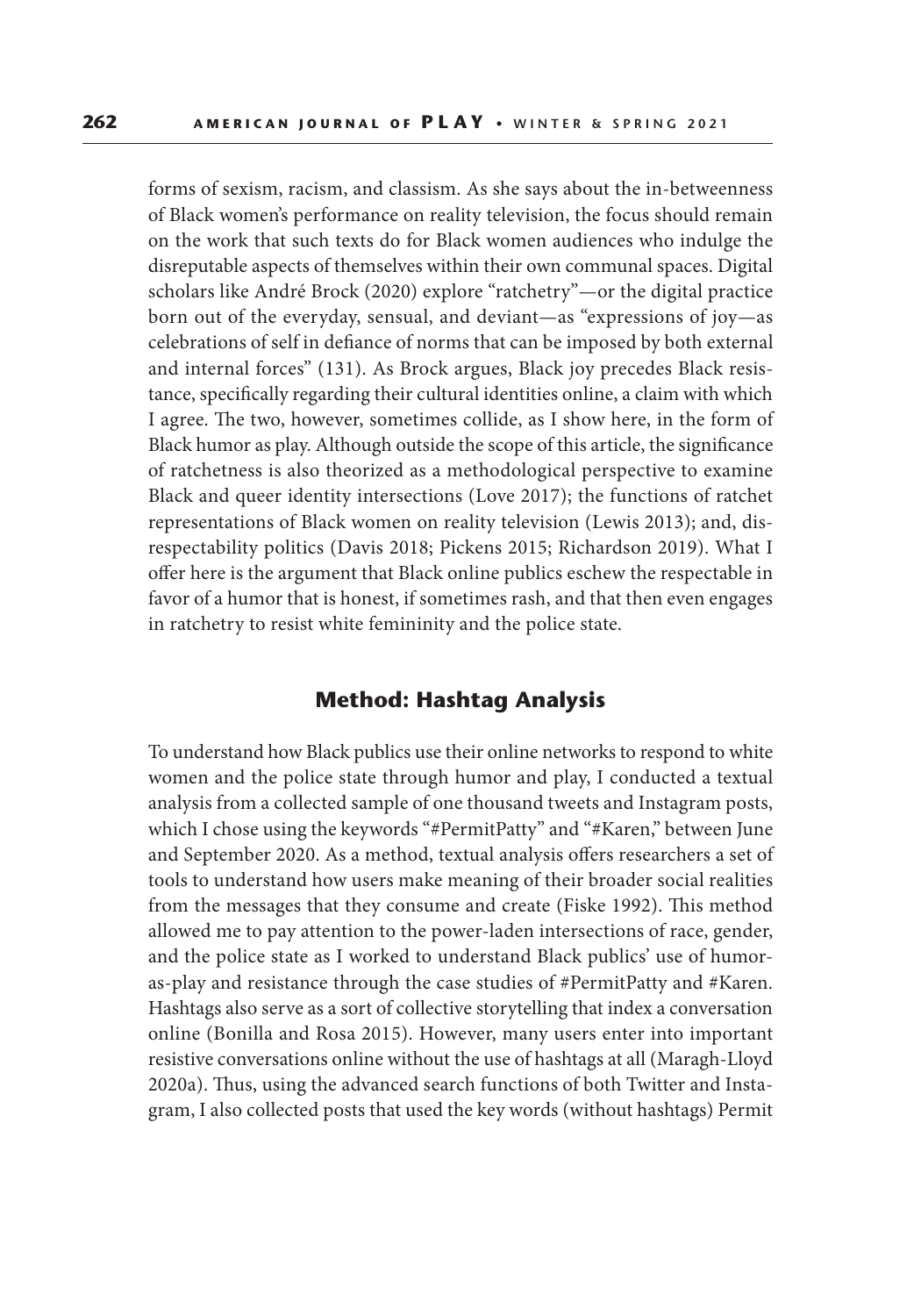forms of sexism, racism, and classism. As she says about the in-betweenness of Black women's performance on reality television, the focus should remain on the work that such texts do for Black women audiences who indulge the disreputable aspects of themselves within their own communal spaces. Digital scholars like André Brock (2020) explore "ratchetry"—or the digital practice born out of the everyday, sensual, and deviant—as "expressions of joy—as celebrations of self in defiance of norms that can be imposed by both external and internal forces" (131). As Brock argues, Black joy precedes Black resistance, specifically regarding their cultural identities online, a claim with which I agree. The two, however, sometimes collide, as I show here, in the form of Black humor as play. Although outside the scope of this article, the significance of ratchetness is also theorized as a methodological perspective to examine Black and queer identity intersections (Love 2017); the functions of ratchet representations of Black women on reality television (Lewis 2013); and, disrespectability politics (Davis 2018; Pickens 2015; Richardson 2019). What I offer here is the argument that Black online publics eschew the respectable in favor of a humor that is honest, if sometimes rash, and that then even engages in ratchetry to resist white femininity and the police state.

## Method: Hashtag Analysis

To understand how Black publics use their online networks to respond to white women and the police state through humor and play, I conducted a textual analysis from a collected sample of one thousand tweets and Instagram posts, which I chose using the keywords "#PermitPatty" and "#Karen," between June and September 2020. As a method, textual analysis offers researchers a set of tools to understand how users make meaning of their broader social realities from the messages that they consume and create (Fiske 1992). This method allowed me to pay attention to the power-laden intersections of race, gender, and the police state as I worked to understand Black publics' use of humor-as-play and resistance through the case studies of #PermitPatty and #Karen. Hashtags also serve as a sort of collective storytelling that index a conversation online (Bonilla and Rosa 2015). However, many users enter into important resistive conversations online without the use of hashtags at all (Maragh-Lloyd 2020a). Thus, using the advanced search functions of both Twitter and Instagram, I also collected posts that used the key words (without hashtags) Permit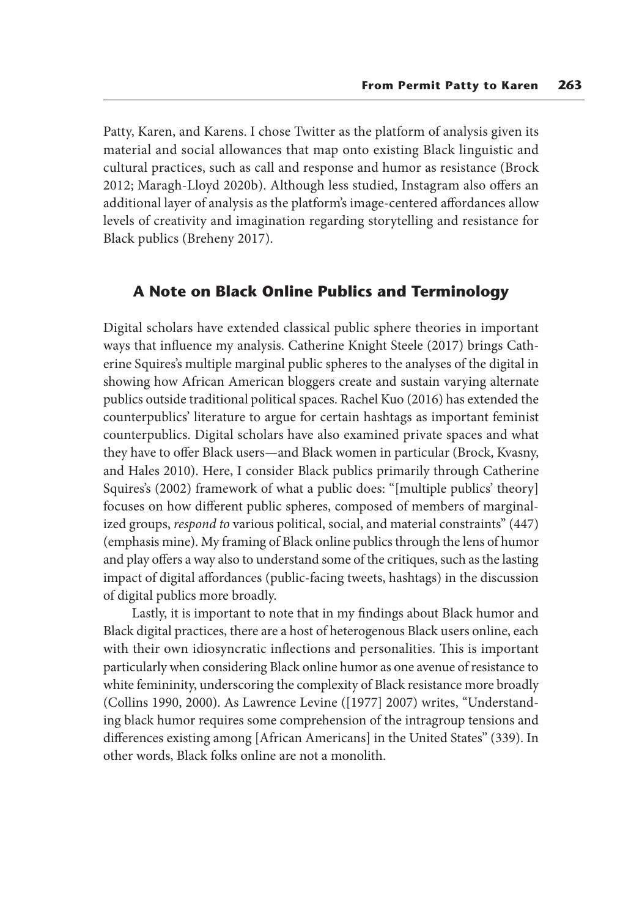Patty, Karen, and Karens. I chose Twitter as the platform of analysis given its material and social allowances that map onto existing Black linguistic and cultural practices, such as call and response and humor as resistance (Brock 2012; Maragh-Lloyd 2020b). Although less studied, Instagram also offers an additional layer of analysis as the platform's image-centered affordances allow levels of creativity and imagination regarding storytelling and resistance for Black publics (Breheny 2017).

## A Note on Black Online Publics and Terminology

Digital scholars have extended classical public sphere theories in important ways that influence my analysis. Catherine Knight Steele (2017) brings Catherine Squires's multiple marginal public spheres to the analyses of the digital in showing how African American bloggers create and sustain varying alternate publics outside traditional political spaces. Rachel Kuo (2016) has extended the counterpublics' literature to argue for certain hashtags as important feminist counterpublics. Digital scholars have also examined private spaces and what they have to offer Black users—and Black women in particular (Brock, Kvasny, and Hales 2010). Here, I consider Black publics primarily through Catherine Squires's (2002) framework of what a public does: "[multiple publics' theory] focuses on how different public spheres, composed of members of marginalized groups, *respond to* various political, social, and material constraints" (447) (emphasis mine). My framing of Black online publics through the lens of humor and play offers a way also to understand some of the critiques, such as the lasting impact of digital affordances (public-facing tweets, hashtags) in the discussion of digital publics more broadly.

Lastly, it is important to note that in my findings about Black humor and Black digital practices, there are a host of heterogenous Black users online, each with their own idiosyncratic inflections and personalities. This is important particularly when considering Black online humor as one avenue of resistance to white femininity, underscoring the complexity of Black resistance more broadly (Collins 1990, 2000). As Lawrence Levine ([1977] 2007) writes, "Understanding black humor requires some comprehension of the intragroup tensions and differences existing among [African Americans] in the United States" (339). In other words, Black folks online are not a monolith.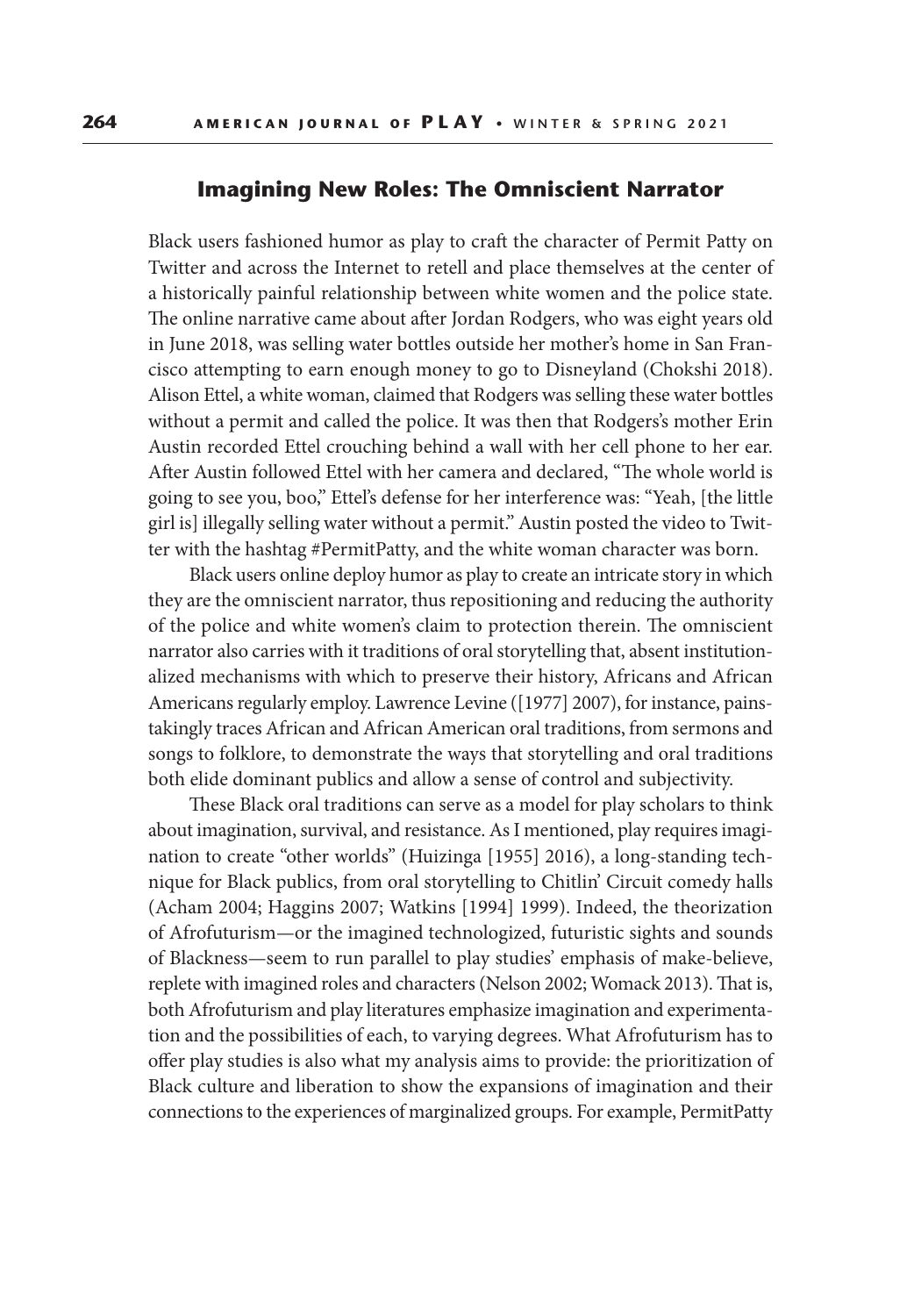## Imagining New Roles: The Omniscient Narrator

Black users fashioned humor as play to craft the character of Permit Patty on Twitter and across the Internet to retell and place themselves at the center of a historically painful relationship between white women and the police state. The online narrative came about after Jordan Rodgers, who was eight years old in June 2018, was selling water bottles outside her mother's home in San Francisco attempting to earn enough money to go to Disneyland (Chokshi 2018). Alison Ettel, a white woman, claimed that Rodgers was selling these water bottles without a permit and called the police. It was then that Rodgers's mother Erin Austin recorded Ettel crouching behind a wall with her cell phone to her ear. After Austin followed Ettel with her camera and declared, "The whole world is going to see you, boo," Ettel's defense for her interference was: "Yeah, [the little girl is] illegally selling water without a permit." Austin posted the video to Twitter with the hashtag #PermitPatty, and the white woman character was born.

Black users online deploy humor as play to create an intricate story in which they are the omniscient narrator, thus repositioning and reducing the authority of the police and white women's claim to protection therein. The omniscient narrator also carries with it traditions of oral storytelling that, absent institutionalized mechanisms with which to preserve their history, Africans and African Americans regularly employ. Lawrence Levine ([1977] 2007), for instance, painstakingly traces African and African American oral traditions, from sermons and songs to folklore, to demonstrate the ways that storytelling and oral traditions both elide dominant publics and allow a sense of control and subjectivity.

These Black oral traditions can serve as a model for play scholars to think about imagination, survival, and resistance. As I mentioned, play requires imagination to create "other worlds" (Huizinga [1955] 2016), a long-standing technique for Black publics, from oral storytelling to Chitlin' Circuit comedy halls (Acham 2004; Haggins 2007; Watkins [1994] 1999). Indeed, the theorization of Afrofuturism—or the imagined technologized, futuristic sights and sounds of Blackness—seem to run parallel to play studies' emphasis of make-believe, replete with imagined roles and characters (Nelson 2002; Womack 2013). That is, both Afrofuturism and play literatures emphasize imagination and experimentation and the possibilities of each, to varying degrees. What Afrofuturism has to offer play studies is also what my analysis aims to provide: the prioritization of Black culture and liberation to show the expansions of imagination and their connections to the experiences of marginalized groups. For example, PermitPatty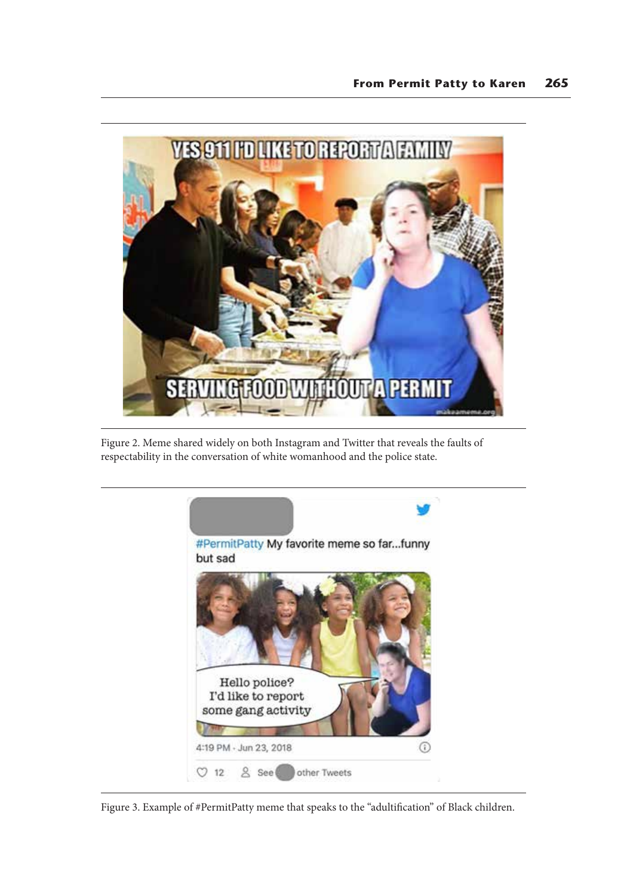Figure 2. Meme shared widely on both Instagram and Twitter that reveals the faults of respectability in the conversation of white womanhood and the police state.

Figure 3. Example of #PermitPatty meme that speaks to the "adultification" of Black children.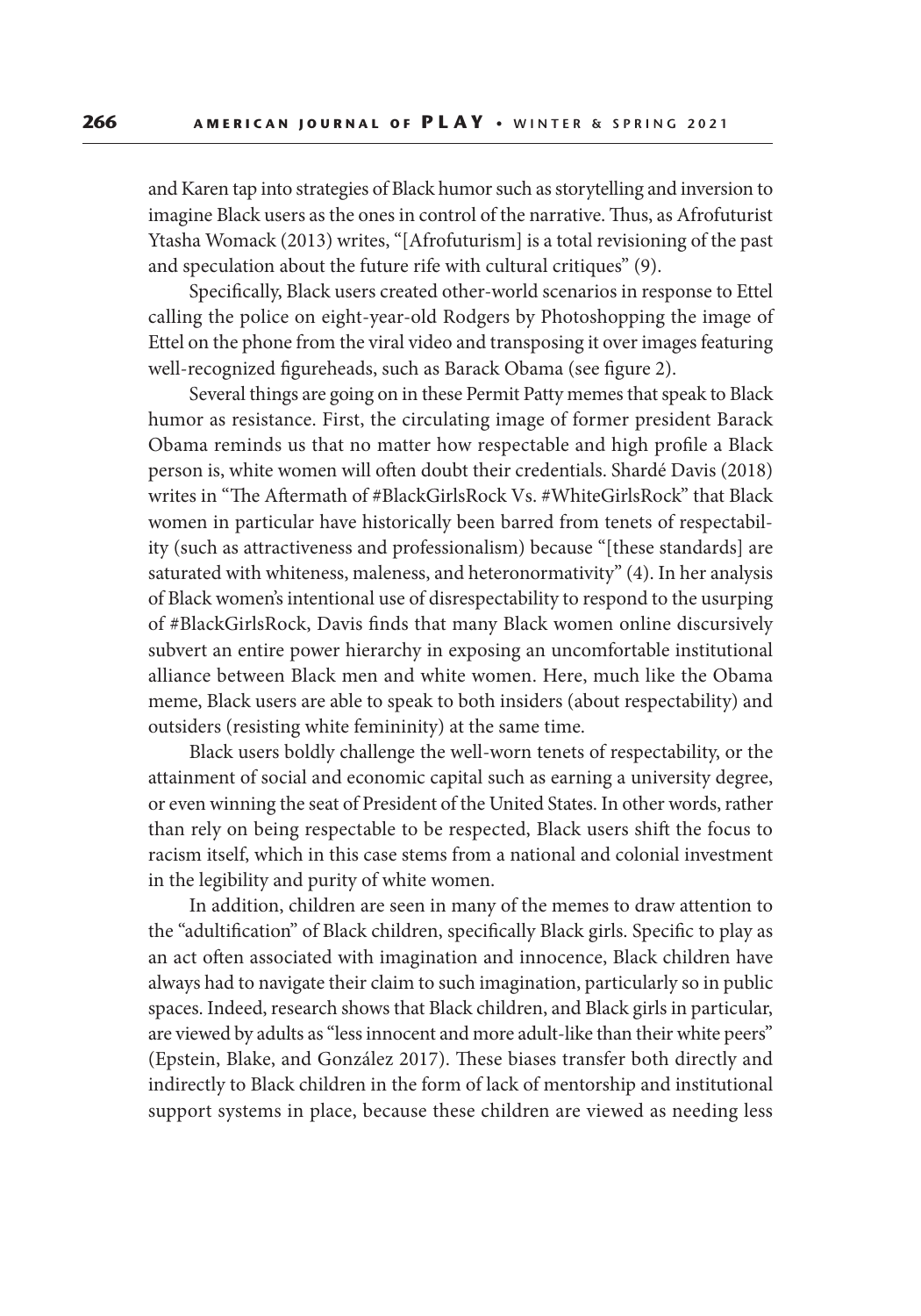and Karen tap into strategies of Black humor such as storytelling and inversion to imagine Black users as the ones in control of the narrative. Thus, as Afrofuturist Ytasha Womack (2013) writes, "[Afrofuturism] is a total revisioning of the past and speculation about the future rife with cultural critiques" (9).

Specifically, Black users created other-world scenarios in response to Ettel calling the police on eight-year-old Rodgers by Photoshopping the image of Ettel on the phone from the viral video and transposing it over images featuring well-recognized figureheads, such as Barack Obama (see figure 2).

Several things are going on in these Permit Patty memes that speak to Black humor as resistance. First, the circulating image of former president Barack Obama reminds us that no matter how respectable and high profile a Black person is, white women will often doubt their credentials. Shardé Davis (2018) writes in "The Aftermath of #BlackGirlsRock Vs. #WhiteGirlsRock" that Black women in particular have historically been barred from tenets of respectability (such as attractiveness and professionalism) because "[these standards] are saturated with whiteness, maleness, and heteronormativity" (4). In her analysis of Black women's intentional use of disrespectability to respond to the usurping of #BlackGirlsRock, Davis finds that many Black women online discursively subvert an entire power hierarchy in exposing an uncomfortable institutional alliance between Black men and white women. Here, much like the Obama meme, Black users are able to speak to both insiders (about respectability) and outsiders (resisting white femininity) at the same time.

Black users boldly challenge the well-worn tenets of respectability, or the attainment of social and economic capital such as earning a university degree, or even winning the seat of President of the United States. In other words, rather than rely on being respectable to be respected, Black users shift the focus to racism itself, which in this case stems from a national and colonial investment in the legibility and purity of white women.

In addition, children are seen in many of the memes to draw attention to the "adultification" of Black children, specifically Black girls. Specific to play as an act often associated with imagination and innocence, Black children have always had to navigate their claim to such imagination, particularly so in public spaces. Indeed, research shows that Black children, and Black girls in particular, are viewed by adults as "less innocent and more adult-like than their white peers" (Epstein, Blake, and González 2017). These biases transfer both directly and indirectly to Black children in the form of lack of mentorship and institutional support systems in place, because these children are viewed as needing less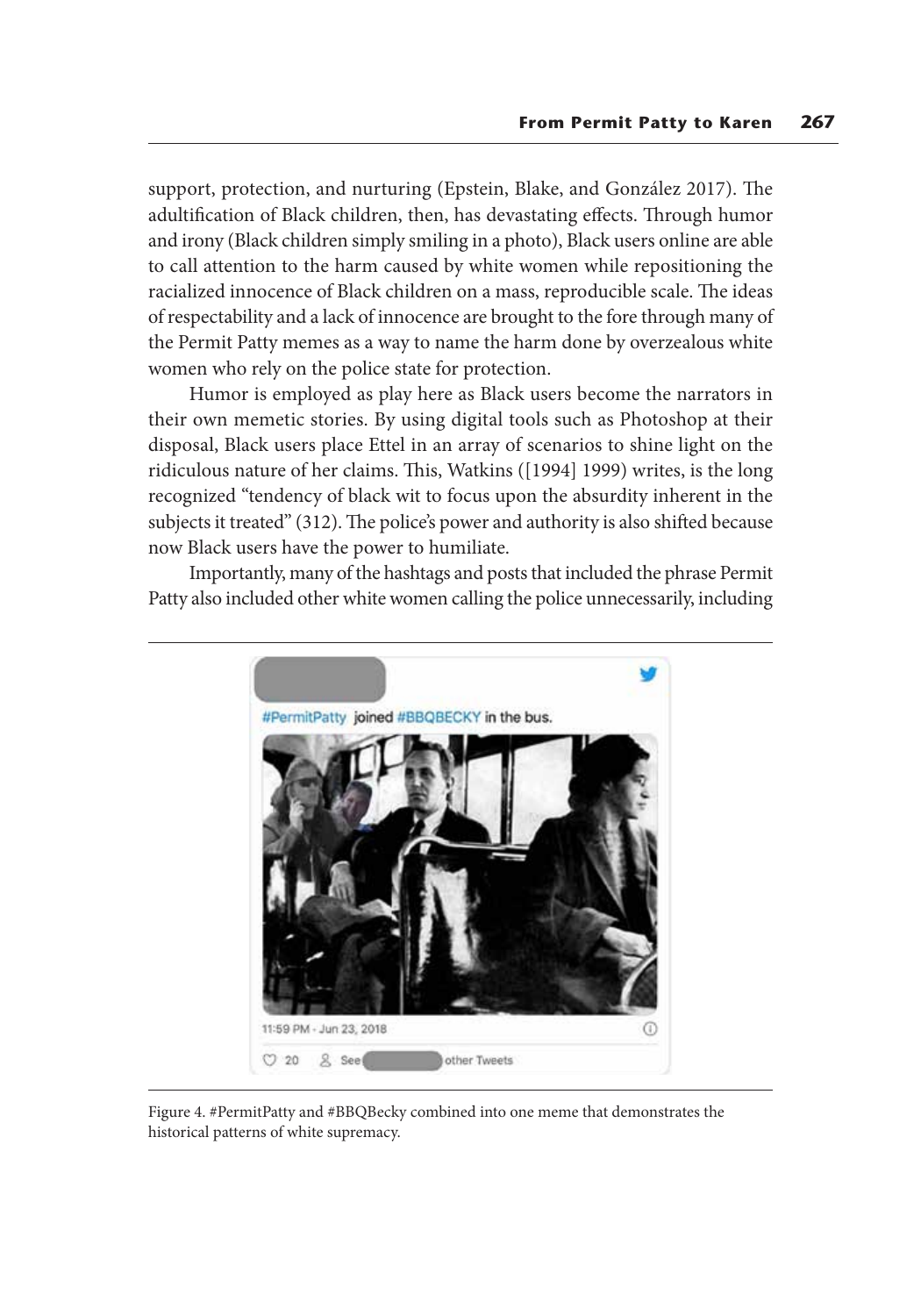support, protection, and nurturing (Epstein, Blake, and González 2017). The adultification of Black children, then, has devastating effects. Through humor and irony (Black children simply smiling in a photo), Black users online are able to call attention to the harm caused by white women while repositioning the racialized innocence of Black children on a mass, reproducible scale. The ideas of respectability and a lack of innocence are brought to the fore through many of the Permit Patty memes as a way to name the harm done by overzealous white women who rely on the police state for protection.

Humor is employed as play here as Black users become the narrators in their own memetic stories. By using digital tools such as Photoshop at their disposal, Black users place Ettel in an array of scenarios to shine light on the ridiculous nature of her claims. This, Watkins ([1994] 1999) writes, is the long recognized "tendency of black wit to focus upon the absurdity inherent in the subjects it treated" (312). The police's power and authority is also shifted because now Black users have the power to humiliate.

Importantly, many of the hashtags and posts that included the phrase Permit Patty also included other white women calling the police unnecessarily, including

Figure 4. #PermitPatty and #BBQBecky combined into one meme that demonstrates the historical patterns of white supremacy.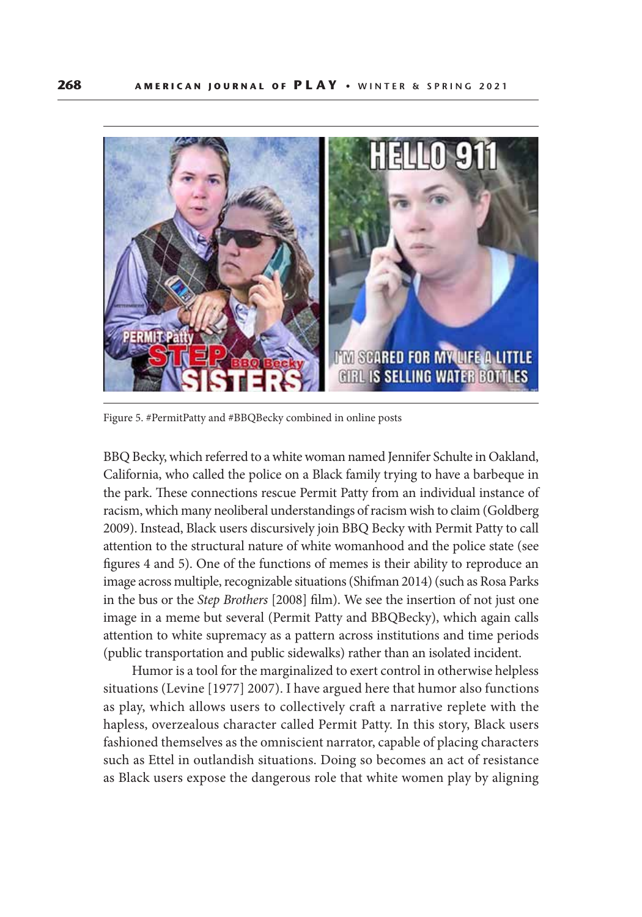Figure 5. #PermitPatty and #BBQBecky combined in online posts

BBQ Becky, which referred to a white woman named Jennifer Schulte in Oakland, California, who called the police on a Black family trying to have a barbeque in the park. These connections rescue Permit Patty from an individual instance of racism, which many neoliberal understandings of racism wish to claim (Goldberg 2009). Instead, Black users discursively join BBQ Becky with Permit Patty to call attention to the structural nature of white womanhood and the police state (see figures 4 and 5). One of the functions of memes is their ability to reproduce an image across multiple, recognizable situations (Shifman 2014) (such as Rosa Parks in the bus or the *Step Brothers* [2008] film). We see the insertion of not just one image in a meme but several (Permit Patty and BBQBecky), which again calls attention to white supremacy as a pattern across institutions and time periods (public transportation and public sidewalks) rather than an isolated incident.

Humor is a tool for the marginalized to exert control in otherwise helpless situations (Levine [1977] 2007). I have argued here that humor also functions as play, which allows users to collectively craft a narrative replete with the hapless, overzealous character called Permit Patty. In this story, Black users fashioned themselves as the omniscient narrator, capable of placing characters such as Ettel in outlandish situations. Doing so becomes an act of resistance as Black users expose the dangerous role that white women play by aligning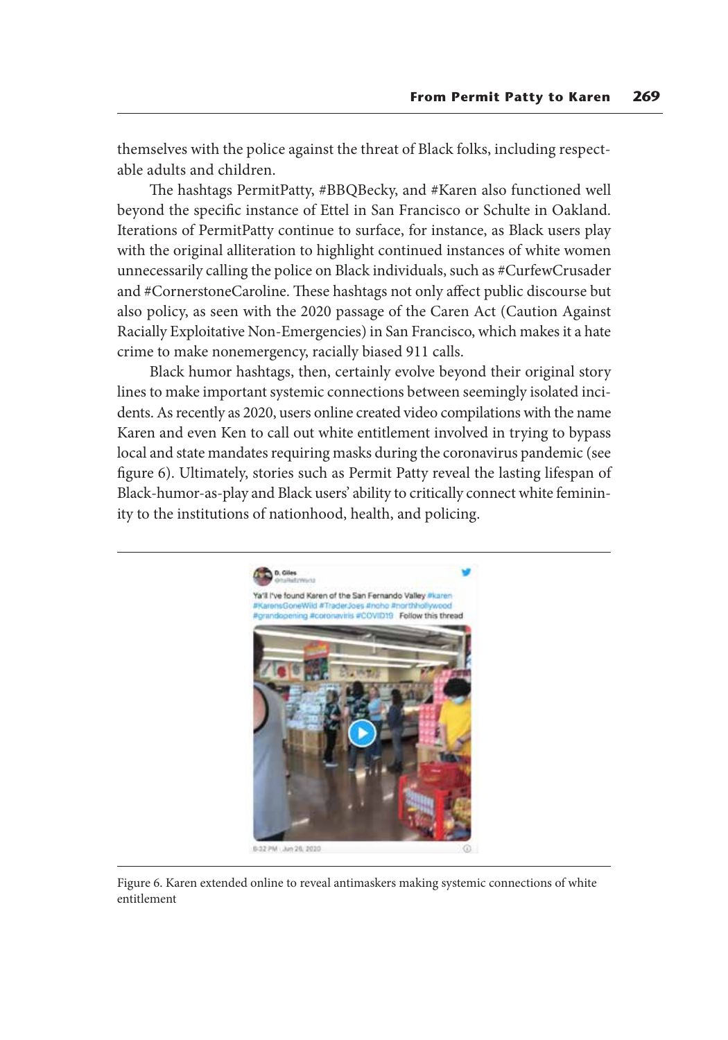themselves with the police against the threat of Black folks, including respectable adults and children.

The hashtags PermitPatty, #BBQBecky, and #Karen also functioned well beyond the specific instance of Ettel in San Francisco or Schulte in Oakland. Iterations of PermitPatty continue to surface, for instance, as Black users play with the original alliteration to highlight continued instances of white women unnecessarily calling the police on Black individuals, such as #CurfewCrusader and #CornerstoneCaroline. These hashtags not only affect public discourse but also policy, as seen with the 2020 passage of the Caren Act (Caution Against Racially Exploitative Non-Emergencies) in San Francisco, which makes it a hate crime to make nonemergency, racially biased 911 calls.

Black humor hashtags, then, certainly evolve beyond their original story lines to make important systemic connections between seemingly isolated incidents. As recently as 2020, users online created video compilations with the name Karen and even Ken to call out white entitlement involved in trying to bypass local and state mandates requiring masks during the coronavirus pandemic (see figure 6). Ultimately, stories such as Permit Patty reveal the lasting lifespan of Black-humor-as-play and Black users' ability to critically connect white femininity to the institutions of nationhood, health, and policing.

Figure 6. Karen extended online to reveal antimaskers making systemic connections of white entitlement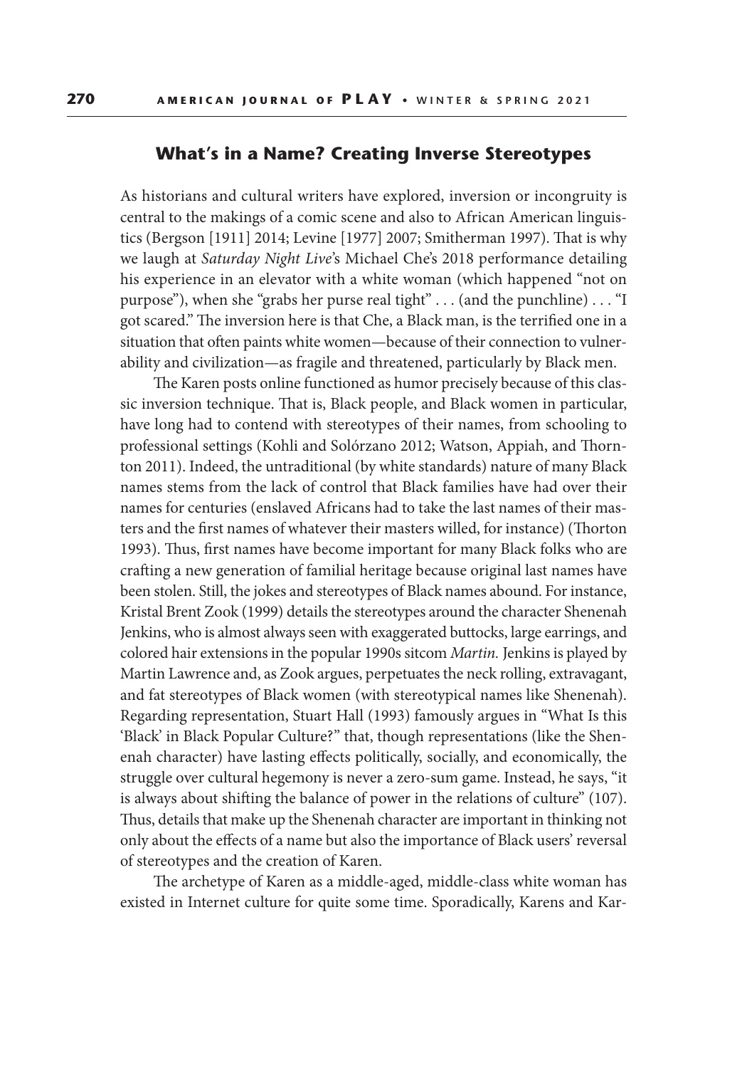## What's in a Name? Creating Inverse Stereotypes

As historians and cultural writers have explored, inversion or incongruity is central to the makings of a comic scene and also to African American linguistics (Bergson [1911] 2014; Levine [1977] 2007; Smitherman 1997). That is why we laugh at *Saturday Night Live*'s Michael Che's 2018 performance detailing his experience in an elevator with a white woman (which happened "not on purpose"), when she "grabs her purse real tight" . . . (and the punchline) . . . "I got scared." The inversion here is that Che, a Black man, is the terrified one in a situation that often paints white women—because of their connection to vulnerability and civilization—as fragile and threatened, particularly by Black men.

The Karen posts online functioned as humor precisely because of this classic inversion technique. That is, Black people, and Black women in particular, have long had to contend with stereotypes of their names, from schooling to professional settings (Kohli and Solórzano 2012; Watson, Appiah, and Thornton 2011). Indeed, the untraditional (by white standards) nature of many Black names stems from the lack of control that Black families have had over their names for centuries (enslaved Africans had to take the last names of their masters and the first names of whatever their masters willed, for instance) (Thorton 1993). Thus, first names have become important for many Black folks who are crafting a new generation of familial heritage because original last names have been stolen. Still, the jokes and stereotypes of Black names abound. For instance, Kristal Brent Zook (1999) details the stereotypes around the character Shenenah Jenkins, who is almost always seen with exaggerated buttocks, large earrings, and colored hair extensions in the popular 1990s sitcom *Martin.* Jenkins is played by Martin Lawrence and, as Zook argues, perpetuates the neck rolling, extravagant, and fat stereotypes of Black women (with stereotypical names like Shenenah). Regarding representation, Stuart Hall (1993) famously argues in "What Is this 'Black' in Black Popular Culture?" that, though representations (like the Shenenah character) have lasting effects politically, socially, and economically, the struggle over cultural hegemony is never a zero-sum game. Instead, he says, "it is always about shifting the balance of power in the relations of culture" (107). Thus, details that make up the Shenenah character are important in thinking not only about the effects of a name but also the importance of Black users' reversal of stereotypes and the creation of Karen.

The archetype of Karen as a middle-aged, middle-class white woman has existed in Internet culture for quite some time. Sporadically, Karens and Kar-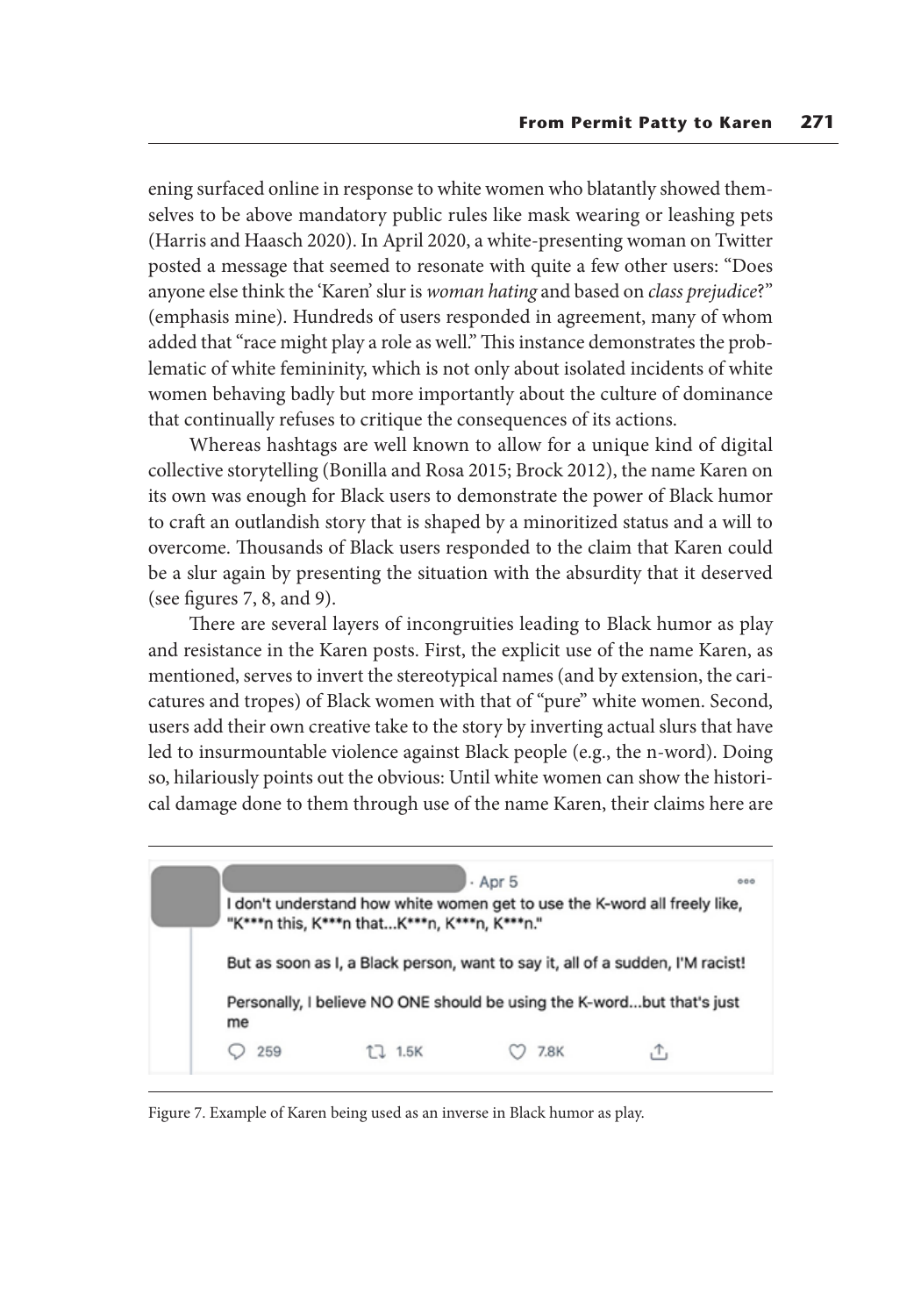ening surfaced online in response to white women who blatantly showed themselves to be above mandatory public rules like mask wearing or leashing pets (Harris and Haasch 2020). In April 2020, a white-presenting woman on Twitter posted a message that seemed to resonate with quite a few other users: "Does anyone else think the 'Karen' slur is *woman hating* and based on *class prejudice*?" (emphasis mine). Hundreds of users responded in agreement, many of whom added that "race might play a role as well." This instance demonstrates the problematic of white femininity, which is not only about isolated incidents of white women behaving badly but more importantly about the culture of dominance that continually refuses to critique the consequences of its actions.

Whereas hashtags are well known to allow for a unique kind of digital collective storytelling (Bonilla and Rosa 2015; Brock 2012), the name Karen on its own was enough for Black users to demonstrate the power of Black humor to craft an outlandish story that is shaped by a minoritized status and a will to overcome. Thousands of Black users responded to the claim that Karen could be a slur again by presenting the situation with the absurdity that it deserved (see figures 7, 8, and 9).

There are several layers of incongruities leading to Black humor as play and resistance in the Karen posts. First, the explicit use of the name Karen, as mentioned, serves to invert the stereotypical names (and by extension, the caricatures and tropes) of Black women with that of "pure" white women. Second, users add their own creative take to the story by inverting actual slurs that have led to insurmountable violence against Black people (e.g., the n-word). Doing so, hilariously points out the obvious: Until white women can show the historical damage done to them through use of the name Karen, their claims here are

> · Apr 5
>
> I don't understand how white women get to use the K-word all freely like, "K***n this, K***n that...K***n, K***n, K***n."
>
> But as soon as I, a Black person, want to say it, all of a sudden, I'M racist!
>
> Personally, I believe NO ONE should be using the K-word...but that's just me
>
> 259 1.5K 7.8K

Figure 7. Example of Karen being used as an inverse in Black humor as play.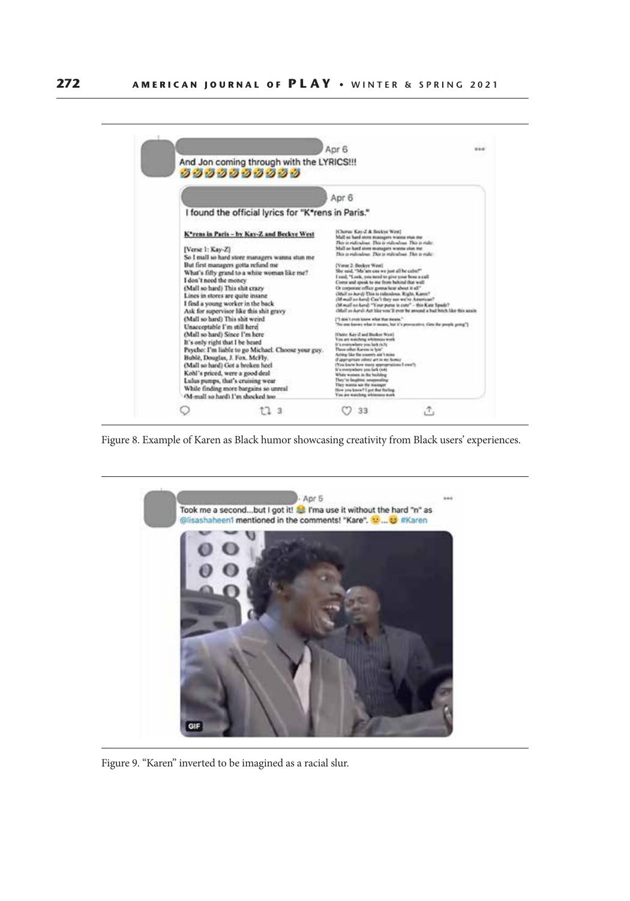Figure 8. Example of Karen as Black humor showcasing creativity from Black users' experiences.

Figure 9. "Karen" inverted to be imagined as a racial slur.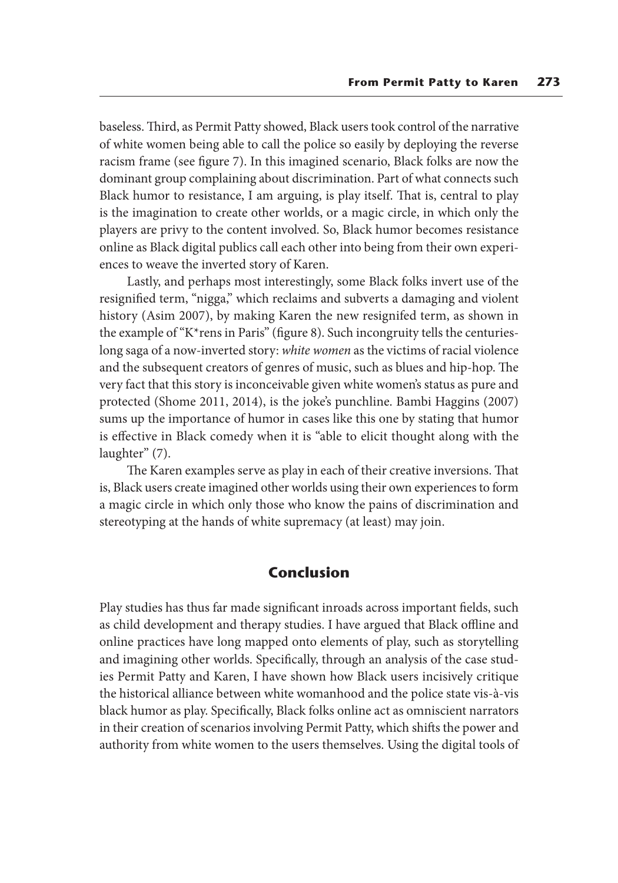baseless. Third, as Permit Patty showed, Black users took control of the narrative of white women being able to call the police so easily by deploying the reverse racism frame (see figure 7). In this imagined scenario, Black folks are now the dominant group complaining about discrimination. Part of what connects such Black humor to resistance, I am arguing, is play itself. That is, central to play is the imagination to create other worlds, or a magic circle, in which only the players are privy to the content involved. So, Black humor becomes resistance online as Black digital publics call each other into being from their own experiences to weave the inverted story of Karen.

Lastly, and perhaps most interestingly, some Black folks invert use of the resignified term, "nigga," which reclaims and subverts a damaging and violent history (Asim 2007), by making Karen the new resignifed term, as shown in the example of "K*rens in Paris" (figure 8). Such incongruity tells the centuries-long saga of a now-inverted story: *white women* as the victims of racial violence and the subsequent creators of genres of music, such as blues and hip-hop. The very fact that this story is inconceivable given white women's status as pure and protected (Shome 2011, 2014), is the joke's punchline. Bambi Haggins (2007) sums up the importance of humor in cases like this one by stating that humor is effective in Black comedy when it is "able to elicit thought along with the laughter" (7).

The Karen examples serve as play in each of their creative inversions. That is, Black users create imagined other worlds using their own experiences to form a magic circle in which only those who know the pains of discrimination and stereotyping at the hands of white supremacy (at least) may join.

## Conclusion

Play studies has thus far made significant inroads across important fields, such as child development and therapy studies. I have argued that Black offline and online practices have long mapped onto elements of play, such as storytelling and imagining other worlds. Specifically, through an analysis of the case studies Permit Patty and Karen, I have shown how Black users incisively critique the historical alliance between white womanhood and the police state vis-à-vis black humor as play. Specifically, Black folks online act as omniscient narrators in their creation of scenarios involving Permit Patty, which shifts the power and authority from white women to the users themselves. Using the digital tools of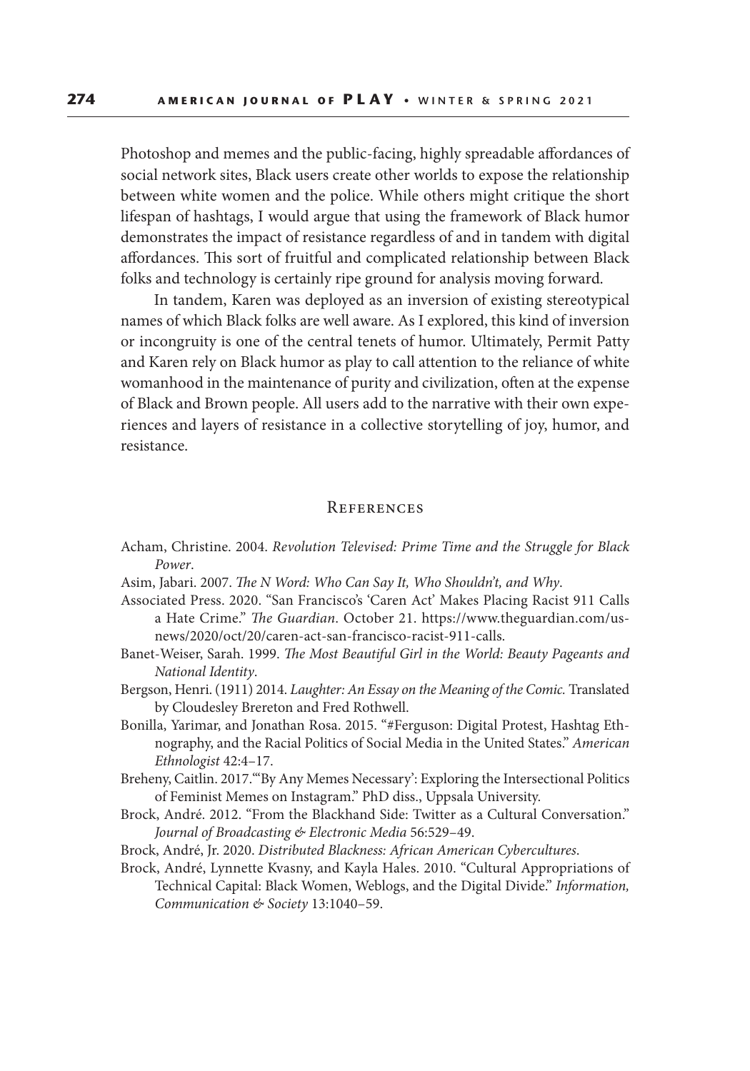Photoshop and memes and the public-facing, highly spreadable affordances of social network sites, Black users create other worlds to expose the relationship between white women and the police. While others might critique the short lifespan of hashtags, I would argue that using the framework of Black humor demonstrates the impact of resistance regardless of and in tandem with digital affordances. This sort of fruitful and complicated relationship between Black folks and technology is certainly ripe ground for analysis moving forward.

In tandem, Karen was deployed as an inversion of existing stereotypical names of which Black folks are well aware. As I explored, this kind of inversion or incongruity is one of the central tenets of humor. Ultimately, Permit Patty and Karen rely on Black humor as play to call attention to the reliance of white womanhood in the maintenance of purity and civilization, often at the expense of Black and Brown people. All users add to the narrative with their own experiences and layers of resistance in a collective storytelling of joy, humor, and resistance.

## References

Acham, Christine. 2004. *Revolution Televised: Prime Time and the Struggle for Black Power*.

Asim, Jabari. 2007. *The N Word: Who Can Say It, Who Shouldn't, and Why*.

Associated Press. 2020. "San Francisco's 'Caren Act' Makes Placing Racist 911 Calls a Hate Crime." *The Guardian*. October 21. https://www.theguardian.com/us-news/2020/oct/20/caren-act-san-francisco-racist-911-calls.

Banet-Weiser, Sarah. 1999. *The Most Beautiful Girl in the World: Beauty Pageants and National Identity*.

Bergson, Henri. (1911) 2014. *Laughter: An Essay on the Meaning of the Comic.* Translated by Cloudesley Brereton and Fred Rothwell.

Bonilla, Yarimar, and Jonathan Rosa. 2015. "#Ferguson: Digital Protest, Hashtag Ethnography, and the Racial Politics of Social Media in the United States." *American Ethnologist* 42:4–17.

Breheny, Caitlin. 2017. "'By Any Memes Necessary': Exploring the Intersectional Politics of Feminist Memes on Instagram." PhD diss., Uppsala University.

Brock, André. 2012. "From the Blackhand Side: Twitter as a Cultural Conversation." *Journal of Broadcasting & Electronic Media* 56:529–49.

Brock, André, Jr. 2020. *Distributed Blackness: African American Cybercultures*.

Brock, André, Lynnette Kvasny, and Kayla Hales. 2010. "Cultural Appropriations of Technical Capital: Black Women, Weblogs, and the Digital Divide." *Information, Communication & Society* 13:1040–59.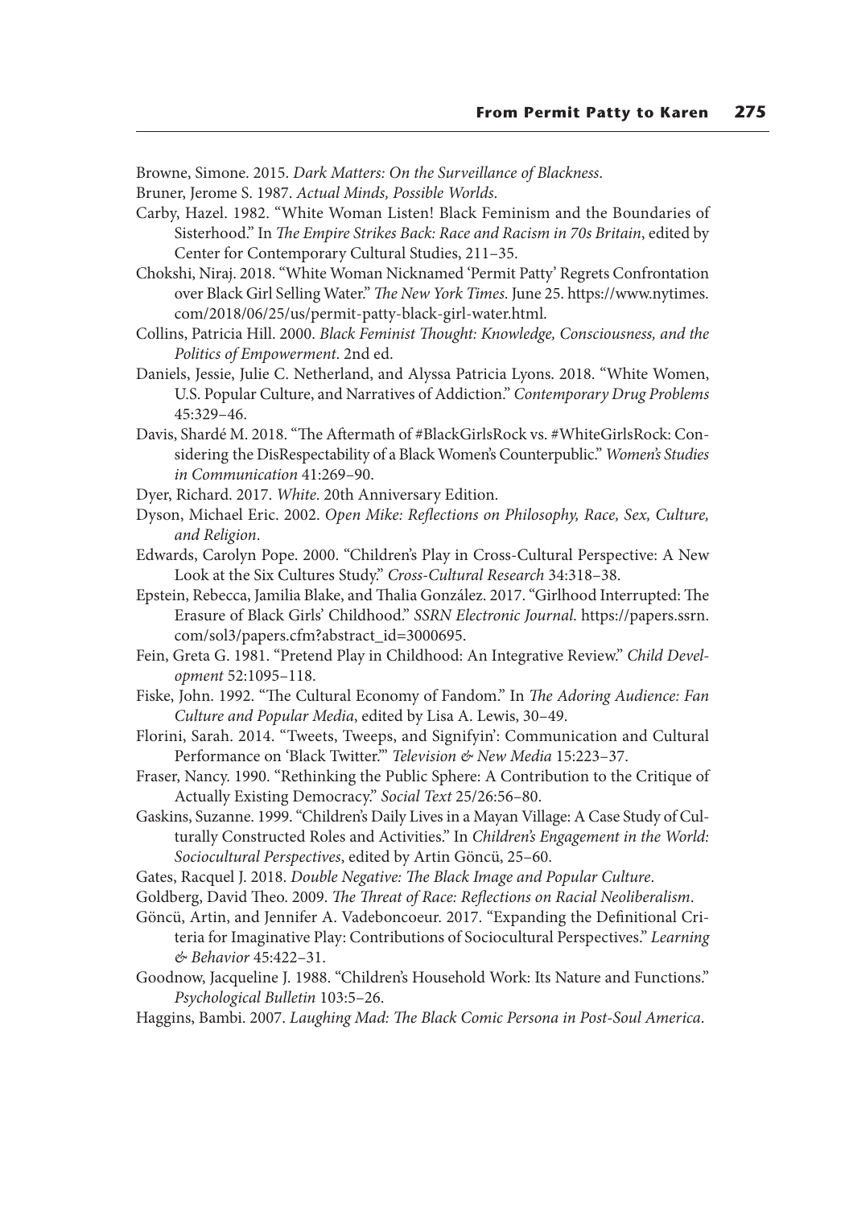Browne, Simone. 2015. *Dark Matters: On the Surveillance of Blackness*.

Bruner, Jerome S. 1987. *Actual Minds, Possible Worlds*.

Carby, Hazel. 1982. "White Woman Listen! Black Feminism and the Boundaries of Sisterhood." In *The Empire Strikes Back: Race and Racism in 70s Britain*, edited by Center for Contemporary Cultural Studies, 211–35.

Chokshi, Niraj. 2018. "White Woman Nicknamed 'Permit Patty' Regrets Confrontation over Black Girl Selling Water." *The New York Times*. June 25. https://www.nytimes.com/2018/06/25/us/permit-patty-black-girl-water.html.

Collins, Patricia Hill. 2000. *Black Feminist Thought: Knowledge, Consciousness, and the Politics of Empowerment*. 2nd ed.

Daniels, Jessie, Julie C. Netherland, and Alyssa Patricia Lyons. 2018. "White Women, U.S. Popular Culture, and Narratives of Addiction." *Contemporary Drug Problems* 45:329–46.

Davis, Shardé M. 2018. "The Aftermath of #BlackGirlsRock vs. #WhiteGirlsRock: Considering the DisRespectability of a Black Women's Counterpublic." *Women's Studies in Communication* 41:269–90.

Dyer, Richard. 2017. *White*. 20th Anniversary Edition.

Dyson, Michael Eric. 2002. *Open Mike: Reflections on Philosophy, Race, Sex, Culture, and Religion*.

Edwards, Carolyn Pope. 2000. "Children's Play in Cross-Cultural Perspective: A New Look at the Six Cultures Study." *Cross-Cultural Research* 34:318–38.

Epstein, Rebecca, Jamilia Blake, and Thalia González. 2017. "Girlhood Interrupted: The Erasure of Black Girls' Childhood." *SSRN Electronic Journal*. https://papers.ssrn.com/sol3/papers.cfm?abstract_id=3000695.

Fein, Greta G. 1981. "Pretend Play in Childhood: An Integrative Review." *Child Development* 52:1095–118.

Fiske, John. 1992. "The Cultural Economy of Fandom." In *The Adoring Audience: Fan Culture and Popular Media*, edited by Lisa A. Lewis, 30–49.

Florini, Sarah. 2014. "Tweets, Tweeps, and Signifyin': Communication and Cultural Performance on 'Black Twitter.'" *Television & New Media* 15:223–37.

Fraser, Nancy. 1990. "Rethinking the Public Sphere: A Contribution to the Critique of Actually Existing Democracy." *Social Text* 25/26:56–80.

Gaskins, Suzanne. 1999. "Children's Daily Lives in a Mayan Village: A Case Study of Culturally Constructed Roles and Activities." In *Children's Engagement in the World: Sociocultural Perspectives*, edited by Artin Göncü, 25–60.

Gates, Racquel J. 2018. *Double Negative: The Black Image and Popular Culture*.

Goldberg, David Theo. 2009. *The Threat of Race: Reflections on Racial Neoliberalism*.

Göncü, Artin, and Jennifer A. Vadeboncoeur. 2017. "Expanding the Definitional Criteria for Imaginative Play: Contributions of Sociocultural Perspectives." *Learning & Behavior* 45:422–31.

Goodnow, Jacqueline J. 1988. "Children's Household Work: Its Nature and Functions." *Psychological Bulletin* 103:5–26.

Haggins, Bambi. 2007. *Laughing Mad: The Black Comic Persona in Post-Soul America*.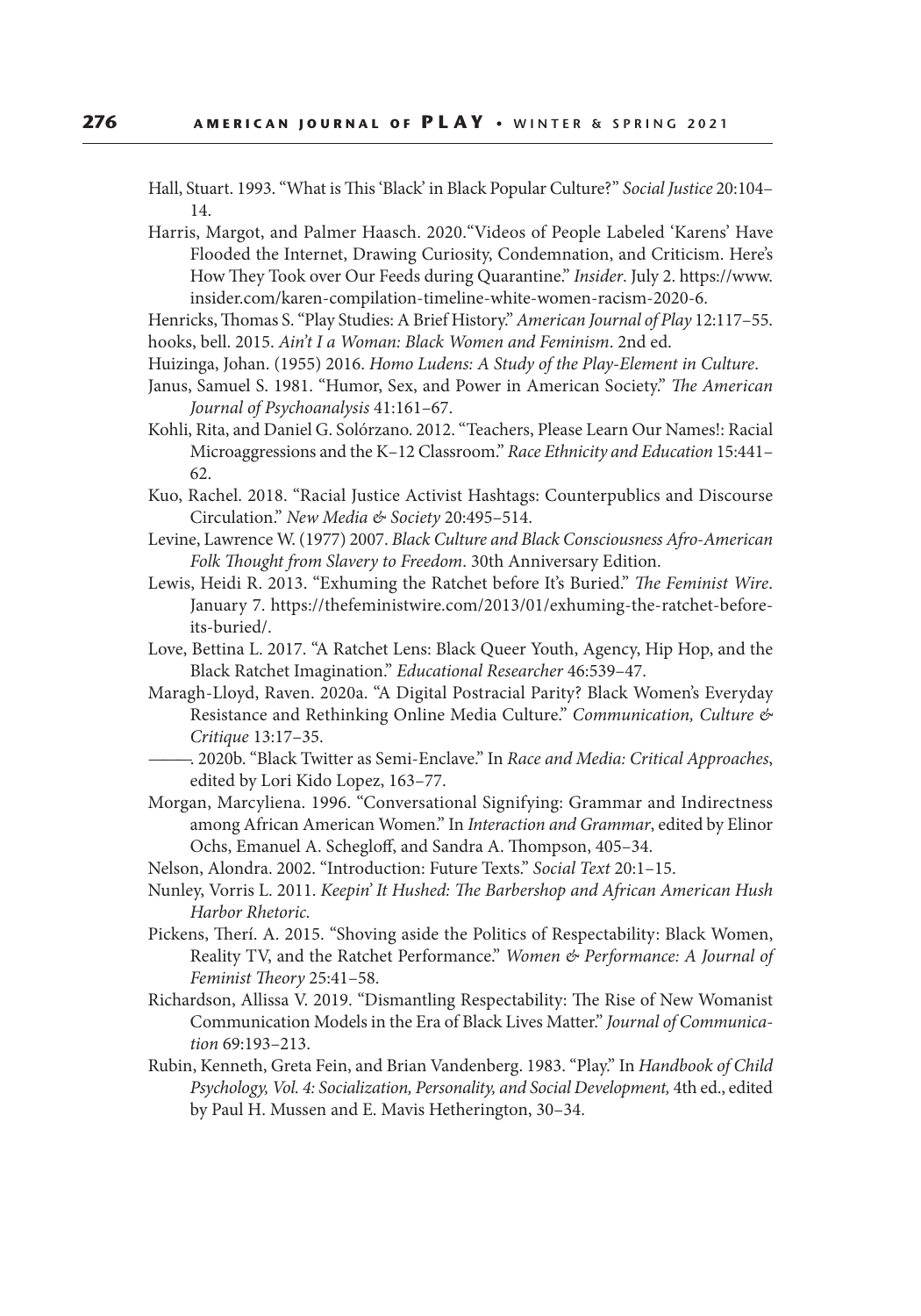Hall, Stuart. 1993. "What is This 'Black' in Black Popular Culture?" *Social Justice* 20:104–14.

Harris, Margot, and Palmer Haasch. 2020."Videos of People Labeled 'Karens' Have Flooded the Internet, Drawing Curiosity, Condemnation, and Criticism. Here's How They Took over Our Feeds during Quarantine." *Insider*. July 2. https://www.insider.com/karen-compilation-timeline-white-women-racism-2020-6.

Henricks, Thomas S. "Play Studies: A Brief History." *American Journal of Play* 12:117–55.

hooks, bell. 2015. *Ain't I a Woman: Black Women and Feminism*. 2nd ed.

Huizinga, Johan. (1955) 2016. *Homo Ludens: A Study of the Play-Element in Culture*.

Janus, Samuel S. 1981. "Humor, Sex, and Power in American Society." *The American Journal of Psychoanalysis* 41:161–67.

Kohli, Rita, and Daniel G. Solórzano. 2012. "Teachers, Please Learn Our Names!: Racial Microaggressions and the K–12 Classroom." *Race Ethnicity and Education* 15:441–62.

Kuo, Rachel. 2018. "Racial Justice Activist Hashtags: Counterpublics and Discourse Circulation." *New Media & Society* 20:495–514.

Levine, Lawrence W. (1977) 2007. *Black Culture and Black Consciousness Afro-American Folk Thought from Slavery to Freedom*. 30th Anniversary Edition.

Lewis, Heidi R. 2013. "Exhuming the Ratchet before It's Buried." *The Feminist Wire*. January 7. https://thefeministwire.com/2013/01/exhuming-the-ratchet-before-its-buried/.

Love, Bettina L. 2017. "A Ratchet Lens: Black Queer Youth, Agency, Hip Hop, and the Black Ratchet Imagination." *Educational Researcher* 46:539–47.

Maragh-Lloyd, Raven. 2020a. "A Digital Postracial Parity? Black Women's Everyday Resistance and Rethinking Online Media Culture." *Communication, Culture & Critique* 13:17–35.

———. 2020b. "Black Twitter as Semi-Enclave." In *Race and Media: Critical Approaches*, edited by Lori Kido Lopez, 163–77.

Morgan, Marcyliena. 1996. "Conversational Signifying: Grammar and Indirectness among African American Women." In *Interaction and Grammar*, edited by Elinor Ochs, Emanuel A. Schegloff, and Sandra A. Thompson, 405–34.

Nelson, Alondra. 2002. "Introduction: Future Texts." *Social Text* 20:1–15.

Nunley, Vorris L. 2011. *Keepin' It Hushed: The Barbershop and African American Hush Harbor Rhetoric.*

Pickens, Therí. A. 2015. "Shoving aside the Politics of Respectability: Black Women, Reality TV, and the Ratchet Performance." *Women & Performance: A Journal of Feminist Theory* 25:41–58.

Richardson, Allissa V. 2019. "Dismantling Respectability: The Rise of New Womanist Communication Models in the Era of Black Lives Matter." *Journal of Communication* 69:193–213.

Rubin, Kenneth, Greta Fein, and Brian Vandenberg. 1983. "Play." In *Handbook of Child Psychology, Vol. 4: Socialization, Personality, and Social Development,* 4th ed., edited by Paul H. Mussen and E. Mavis Hetherington, 30–34.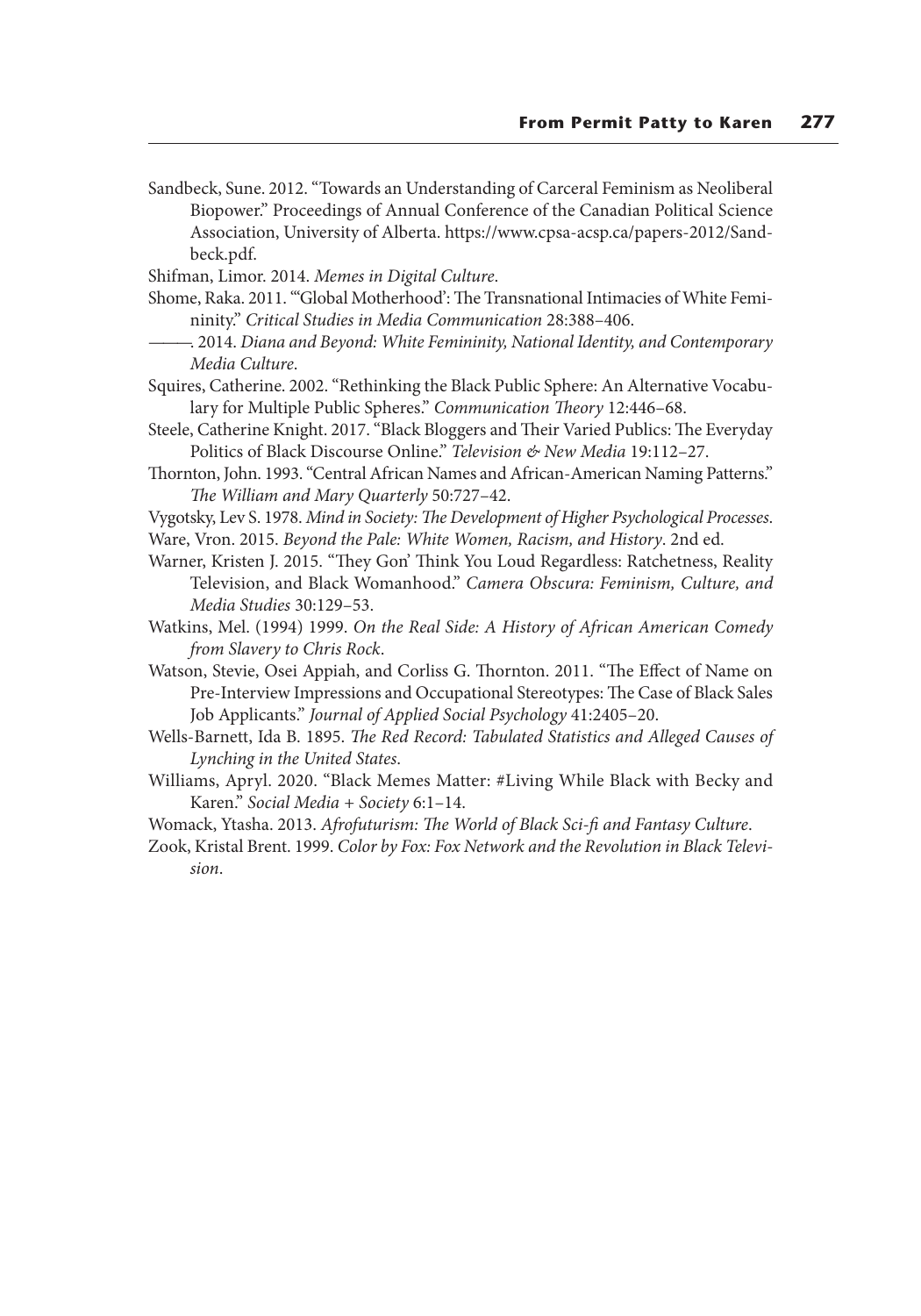Sandbeck, Sune. 2012. "Towards an Understanding of Carceral Feminism as Neoliberal Biopower." Proceedings of Annual Conference of the Canadian Political Science Association, University of Alberta. https://www.cpsa-acsp.ca/papers-2012/Sandbeck.pdf.

Shifman, Limor. 2014. *Memes in Digital Culture*.

Shome, Raka. 2011. "'Global Motherhood': The Transnational Intimacies of White Femininity." *Critical Studies in Media Communication* 28:388–406.

———. 2014. *Diana and Beyond: White Femininity, National Identity, and Contemporary Media Culture*.

Squires, Catherine. 2002. "Rethinking the Black Public Sphere: An Alternative Vocabulary for Multiple Public Spheres." *Communication Theory* 12:446–68.

Steele, Catherine Knight. 2017. "Black Bloggers and Their Varied Publics: The Everyday Politics of Black Discourse Online." *Television & New Media* 19:112–27.

Thornton, John. 1993. "Central African Names and African-American Naming Patterns." *The William and Mary Quarterly* 50:727–42.

Vygotsky, Lev S. 1978. *Mind in Society: The Development of Higher Psychological Processes*.

Ware, Vron. 2015. *Beyond the Pale: White Women, Racism, and History*. 2nd ed.

Warner, Kristen J. 2015. "They Gon' Think You Loud Regardless: Ratchetness, Reality Television, and Black Womanhood." *Camera Obscura: Feminism, Culture, and Media Studies* 30:129–53.

Watkins, Mel. (1994) 1999. *On the Real Side: A History of African American Comedy from Slavery to Chris Rock*.

Watson, Stevie, Osei Appiah, and Corliss G. Thornton. 2011. "The Effect of Name on Pre-Interview Impressions and Occupational Stereotypes: The Case of Black Sales Job Applicants." *Journal of Applied Social Psychology* 41:2405–20.

Wells-Barnett, Ida B. 1895. *The Red Record: Tabulated Statistics and Alleged Causes of Lynching in the United States*.

Williams, Apryl. 2020. "Black Memes Matter: #Living While Black with Becky and Karen." *Social Media + Society* 6:1–14.

Womack, Ytasha. 2013. *Afrofuturism: The World of Black Sci-fi and Fantasy Culture*.

Zook, Kristal Brent. 1999. *Color by Fox: Fox Network and the Revolution in Black Television*.